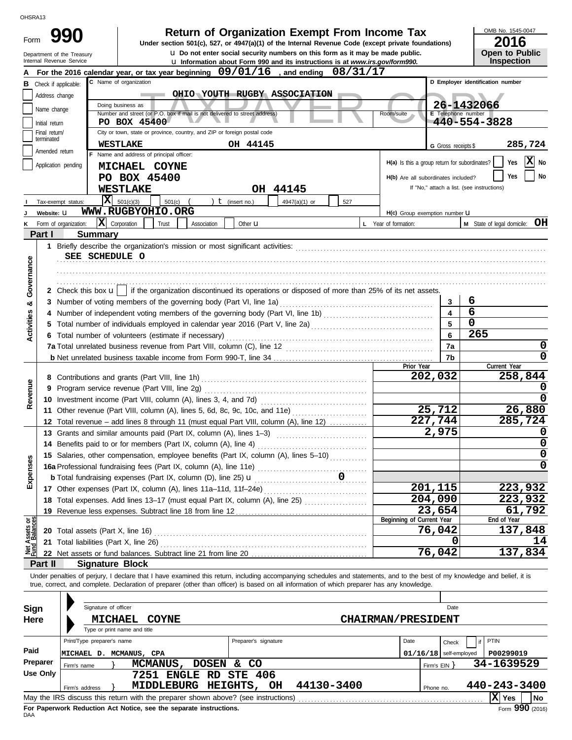OHSRA13

# Form 990

## Return of Organization Exempt From Income Tax

**Under section 501(c), 527, or 4947(a)(1) of the Internal Revenue Code (except private foundations)**

u Do not enter social security numbers on this form as it may be made public.

u Information about Form 990 and its instructions is at *www.irs.gov/form990.*

Department of the Treasury
Internal Revenue Service

OMB No. 1545-0047

**2016**

**Open to Public Inspection**

TAXPAYER COPY

**A** For the 2016 calendar year, or tax year beginning **09/01/16**, and ending **08/31/17**

**B** Check if applicable:
- Address change
- Name change
- Initial return
- Final return/terminated
- Amended return
- Application pending

**C** Name of organization: **OHIO YOUTH RUGBY ASSOCIATION**

Doing business as

Number and street (or P.O. box if mail is not delivered to street address): **PO BOX 45400** Room/suite

City or town, state or province, country, and ZIP or foreign postal code: **WESTLAKE OH 44145**

**D** Employer identification number: **26-1432066**

**E** Telephone number: **440-554-3828**

**G** Gross receipts $ **285,724**

**F** Name and address of principal officer:
**MICHAEL COYNE**
**PO BOX 45400**
**WESTLAKE OH 44145**

**H(a)** Is this a group return for subordinates? Yes [ ] No [X]

**H(b)** Are all subordinates included? Yes [ ] No [ ]
If "No," attach a list. (see instructions)

**H(c)** Group exemption number u

**I** Tax-exempt status: [X] 501(c)(3) [ ] 501(c) ( ) t (insert no.) [ ] 4947(a)(1) or [ ] 527

**J** Website: u **WWW.RUGBYOHIO.ORG**

**K** Form of organization: [X] Corporation [ ] Trust [ ] Association [ ] Other u

**L** Year of formation:

**M** State of legal domicile: **OH**

## Part I Summary

**Activities & Governance**

1 Briefly describe the organization's mission or most significant activities:
**SEE SCHEDULE O**

2 Check this box u [ ] if the organization discontinued its operations or disposed of more than 25% of its net assets.

| | | Line | |
|---|---|---|---|
| 3 | Number of voting members of the governing body (Part VI, line 1a) | 3 | 6 |
| 4 | Number of independent voting members of the governing body (Part VI, line 1b) | 4 | 6 |
| 5 | Total number of individuals employed in calendar year 2016 (Part V, line 2a) | 5 | 0 |
| 6 | Total number of volunteers (estimate if necessary) | 6 | 265 |
| 7a | Total unrelated business revenue from Part VIII, column (C), line 12 | 7a | 0 |
| b | Net unrelated business taxable income from Form 990-T, line 34 | 7b | 0 |

| | | Prior Year | Current Year |
|---|---|---|---|
| **Revenue** | | | |
| 8 | Contributions and grants (Part VIII, line 1h) | 202,032 | 258,844 |
| 9 | Program service revenue (Part VIII, line 2g) | | 0 |
| 10 | Investment income (Part VIII, column (A), lines 3, 4, and 7d) | | 0 |
| 11 | Other revenue (Part VIII, column (A), lines 5, 6d, 8c, 9c, 10c, and 11e) | 25,712 | 26,880 |
| 12 | Total revenue – add lines 8 through 11 (must equal Part VIII, column (A), line 12) | 227,744 | 285,724 |
| **Expenses** | | | |
| 13 | Grants and similar amounts paid (Part IX, column (A), lines 1–3) | 2,975 | 0 |
| 14 | Benefits paid to or for members (Part IX, column (A), line 4) | | 0 |
| 15 | Salaries, other compensation, employee benefits (Part IX, column (A), lines 5–10) | | 0 |
| 16a | Professional fundraising fees (Part IX, column (A), line 11e) | | 0 |
| b | Total fundraising expenses (Part IX, column (D), line 25) u 0 | | |
| 17 | Other expenses (Part IX, column (A), lines 11a–11d, 11f–24e) | 201,115 | 223,932 |
| 18 | Total expenses. Add lines 13–17 (must equal Part IX, column (A), line 25) | 204,090 | 223,932 |
| 19 | Revenue less expenses. Subtract line 18 from line 12 | 23,654 | 61,792 |
| **Net Assets or Fund Balances** | | **Beginning of Current Year** | **End of Year** |
| 20 | Total assets (Part X, line 16) | 76,042 | 137,848 |
| 21 | Total liabilities (Part X, line 26) | 0 | 14 |
| 22 | Net assets or fund balances. Subtract line 21 from line 20 | 76,042 | 137,834 |

## Part II Signature Block

Under penalties of perjury, I declare that I have examined this return, including accompanying schedules and statements, and to the best of my knowledge and belief, it is true, correct, and complete. Declaration of preparer (other than officer) is based on all information of which preparer has any knowledge.

**Sign Here**

Signature of officer — Date

**MICHAEL COYNE — CHAIRMAN/PRESIDENT**

Type or print name and title

**Paid Preparer Use Only**

| Print/Type preparer's name | Preparer's signature | Date | Check if self-employed | PTIN |
|---|---|---|---|---|
| MICHAEL D. MCMANUS, CPA | | 01/16/18 | | P00299019 |

Firm's name } **MCMANUS, DOSEN & CO** — Firm's EIN } **34-1639529**

Firm's address } **7251 ENGLE RD STE 406, MIDDLEBURG HEIGHTS, OH 44130-3400** — Phone no. **440-243-3400**

May the IRS discuss this return with the preparer shown above? (see instructions) [X] Yes [ ] No

**For Paperwork Reduction Act Notice, see the separate instructions.**

DAA

Form **990** (2016)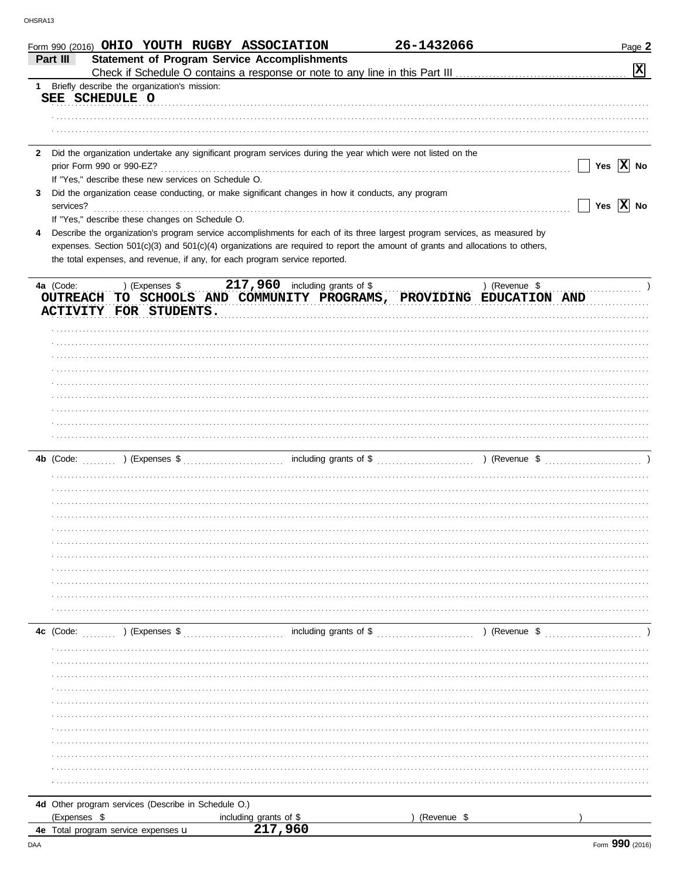Form 990 (2016) **OHIO YOUTH RUGBY ASSOCIATION** **26-1432066**

## Part III — Statement of Program Service Accomplishments

Check if Schedule O contains a response or note to any line in this Part III ..... [X]

**1** Briefly describe the organization's mission:

SEE SCHEDULE O

**2** Did the organization undertake any significant program services during the year which were not listed on the prior Form 990 or 990-EZ? ..... [ ] Yes [X] No

If "Yes," describe these new services on Schedule O.

**3** Did the organization cease conducting, or make significant changes in how it conducts, any program services? ..... [ ] Yes [X] No

If "Yes," describe these changes on Schedule O.

**4** Describe the organization's program service accomplishments for each of its three largest program services, as measured by expenses. Section 501(c)(3) and 501(c)(4) organizations are required to report the amount of grants and allocations to others, the total expenses, and revenue, if any, for each program service reported.

**4a** (Code: ) (Expenses $ 217,960 including grants of $ ) (Revenue $ )

OUTREACH TO SCHOOLS AND COMMUNITY PROGRAMS, PROVIDING EDUCATION AND ACTIVITY FOR STUDENTS.

**4b** (Code: ) (Expenses $ including grants of $ ) (Revenue $ )

**4c** (Code: ) (Expenses $ including grants of $ ) (Revenue $ )

**4d** Other program services (Describe in Schedule O.)

(Expenses $ including grants of $ ) (Revenue $ )

**4e** Total program service expenses 217,960

Form **990** (2016)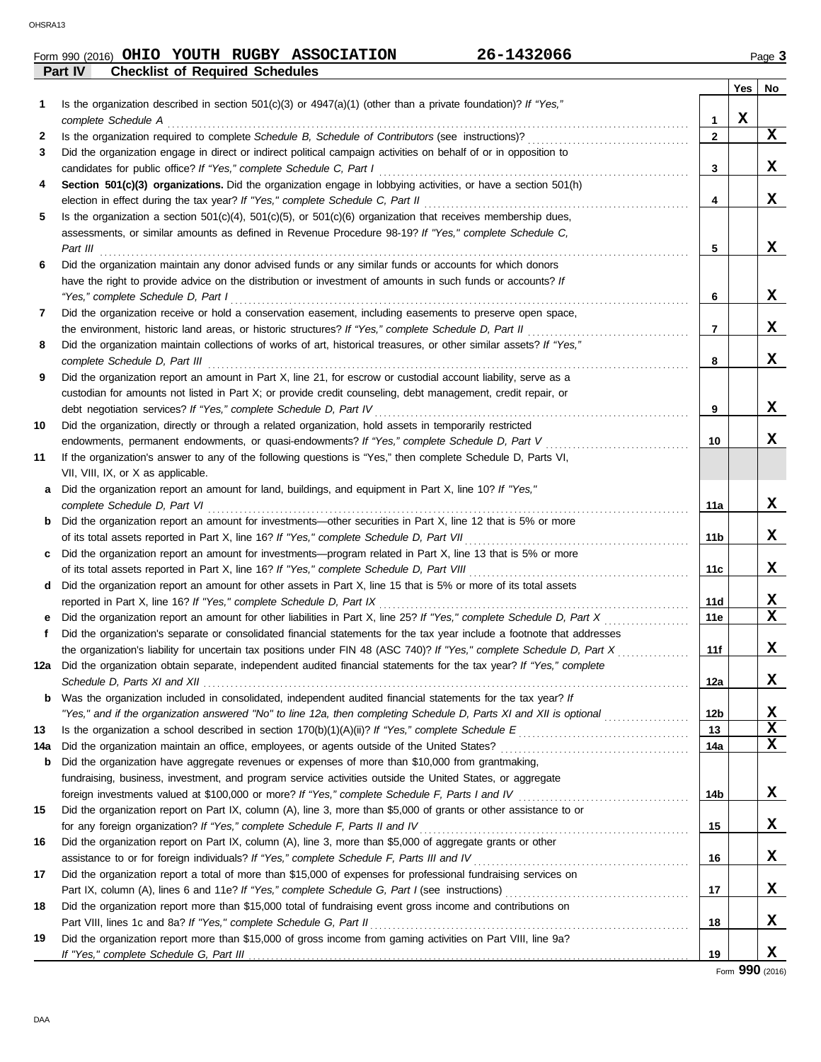Form 990 (2016) **OHIO YOUTH RUGBY ASSOCIATION** **26-1432066** Page **3**

**Part IV** **Checklist of Required Schedules**

| | | | Yes | No |
|---|---|---|---|---|
| 1 | Is the organization described in section 501(c)(3) or 4947(a)(1) (other than a private foundation)? *If "Yes," complete Schedule A* | 1 | X | |
| 2 | Is the organization required to complete *Schedule B, Schedule of Contributors* (see instructions)? | 2 | | X |
| 3 | Did the organization engage in direct or indirect political campaign activities on behalf of or in opposition to candidates for public office? *If "Yes," complete Schedule C, Part I* | 3 | | X |
| 4 | **Section 501(c)(3) organizations.** Did the organization engage in lobbying activities, or have a section 501(h) election in effect during the tax year? *If "Yes," complete Schedule C, Part II* | 4 | | X |
| 5 | Is the organization a section 501(c)(4), 501(c)(5), or 501(c)(6) organization that receives membership dues, assessments, or similar amounts as defined in Revenue Procedure 98-19? *If "Yes," complete Schedule C, Part III* | 5 | | X |
| 6 | Did the organization maintain any donor advised funds or any similar funds or accounts for which donors have the right to provide advice on the distribution or investment of amounts in such funds or accounts? *If "Yes," complete Schedule D, Part I* | 6 | | X |
| 7 | Did the organization receive or hold a conservation easement, including easements to preserve open space, the environment, historic land areas, or historic structures? *If "Yes," complete Schedule D, Part II* | 7 | | X |
| 8 | Did the organization maintain collections of works of art, historical treasures, or other similar assets? *If "Yes," complete Schedule D, Part III* | 8 | | X |
| 9 | Did the organization report an amount in Part X, line 21, for escrow or custodial account liability, serve as a custodian for amounts not listed in Part X; or provide credit counseling, debt management, credit repair, or debt negotiation services? *If "Yes," complete Schedule D, Part IV* | 9 | | X |
| 10 | Did the organization, directly or through a related organization, hold assets in temporarily restricted endowments, permanent endowments, or quasi-endowments? *If "Yes," complete Schedule D, Part V* | 10 | | X |
| 11 | If the organization's answer to any of the following questions is "Yes," then complete Schedule D, Parts VI, VII, VIII, IX, or X as applicable. | | | |
| a | Did the organization report an amount for land, buildings, and equipment in Part X, line 10? *If "Yes," complete Schedule D, Part VI* | 11a | | X |
| b | Did the organization report an amount for investments—other securities in Part X, line 12 that is 5% or more of its total assets reported in Part X, line 16? *If "Yes," complete Schedule D, Part VII* | 11b | | X |
| c | Did the organization report an amount for investments—program related in Part X, line 13 that is 5% or more of its total assets reported in Part X, line 16? *If "Yes," complete Schedule D, Part VIII* | 11c | | X |
| d | Did the organization report an amount for other assets in Part X, line 15 that is 5% or more of its total assets reported in Part X, line 16? *If "Yes," complete Schedule D, Part IX* | 11d | | X |
| e | Did the organization report an amount for other liabilities in Part X, line 25? *If "Yes," complete Schedule D, Part X* | 11e | | X |
| f | Did the organization's separate or consolidated financial statements for the tax year include a footnote that addresses the organization's liability for uncertain tax positions under FIN 48 (ASC 740)? *If "Yes," complete Schedule D, Part X* | 11f | | X |
| 12a | Did the organization obtain separate, independent audited financial statements for the tax year? *If "Yes," complete Schedule D, Parts XI and XII* | 12a | | X |
| b | Was the organization included in consolidated, independent audited financial statements for the tax year? *If "Yes," and if the organization answered "No" to line 12a, then completing Schedule D, Parts XI and XII is optional* | 12b | | X |
| 13 | Is the organization a school described in section 170(b)(1)(A)(ii)? *If "Yes," complete Schedule E* | 13 | | X |
| 14a | Did the organization maintain an office, employees, or agents outside of the United States? | 14a | | X |
| b | Did the organization have aggregate revenues or expenses of more than $10,000 from grantmaking, fundraising, business, investment, and program service activities outside the United States, or aggregate foreign investments valued at $100,000 or more? *If "Yes," complete Schedule F, Parts I and IV* | 14b | | X |
| 15 | Did the organization report on Part IX, column (A), line 3, more than $5,000 of grants or other assistance to or for any foreign organization? *If "Yes," complete Schedule F, Parts II and IV* | 15 | | X |
| 16 | Did the organization report on Part IX, column (A), line 3, more than $5,000 of aggregate grants or other assistance to or for foreign individuals? *If "Yes," complete Schedule F, Parts III and IV* | 16 | | X |
| 17 | Did the organization report a total of more than $15,000 of expenses for professional fundraising services on Part IX, column (A), lines 6 and 11e? *If "Yes," complete Schedule G, Part I* (see instructions) | 17 | | X |
| 18 | Did the organization report more than $15,000 total of fundraising event gross income and contributions on Part VIII, lines 1c and 8a? *If "Yes," complete Schedule G, Part II* | 18 | | X |
| 19 | Did the organization report more than $15,000 of gross income from gaming activities on Part VIII, line 9a? *If "Yes," complete Schedule G, Part III* | 19 | | X |

Form **990** (2016)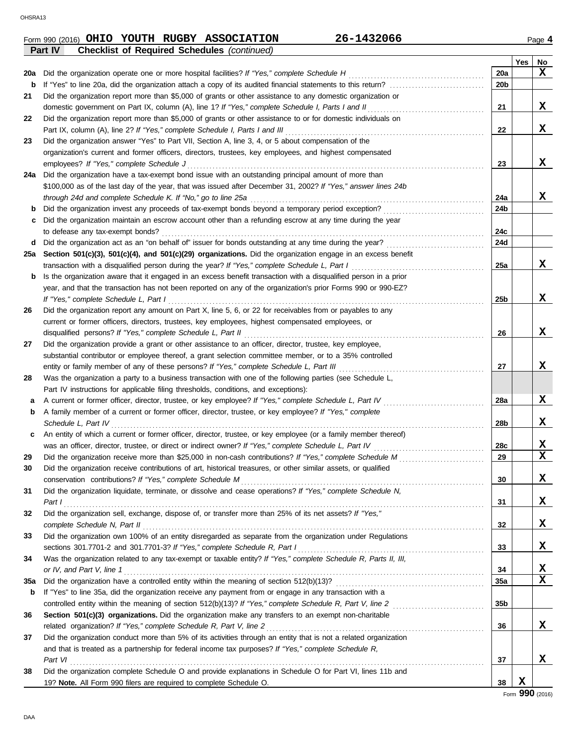Form 990 (2016) **OHIO YOUTH RUGBY ASSOCIATION** **26-1432066**

**Part IV** **Checklist of Required Schedules** *(continued)*

| | | | Yes | No |
|---|---|---|---|---|
| **20a** | Did the organization operate one or more hospital facilities? *If "Yes," complete Schedule H* | **20a** | | **X** |
| **b** | If "Yes" to line 20a, did the organization attach a copy of its audited financial statements to this return? | **20b** | | |
| **21** | Did the organization report more than $5,000 of grants or other assistance to any domestic organization or domestic government on Part IX, column (A), line 1? *If "Yes," complete Schedule I, Parts I and II* | **21** | | **X** |
| **22** | Did the organization report more than $5,000 of grants or other assistance to or for domestic individuals on Part IX, column (A), line 2? *If "Yes," complete Schedule I, Parts I and III* | **22** | | **X** |
| **23** | Did the organization answer "Yes" to Part VII, Section A, line 3, 4, or 5 about compensation of the organization's current and former officers, directors, trustees, key employees, and highest compensated employees? *If "Yes," complete Schedule J* | **23** | | **X** |
| **24a** | Did the organization have a tax-exempt bond issue with an outstanding principal amount of more than $100,000 as of the last day of the year, that was issued after December 31, 2002? *If "Yes," answer lines 24b through 24d and complete Schedule K. If "No," go to line 25a* | **24a** | | **X** |
| **b** | Did the organization invest any proceeds of tax-exempt bonds beyond a temporary period exception? | **24b** | | |
| **c** | Did the organization maintain an escrow account other than a refunding escrow at any time during the year to defease any tax-exempt bonds? | **24c** | | |
| **d** | Did the organization act as an "on behalf of" issuer for bonds outstanding at any time during the year? | **24d** | | |
| **25a** | **Section 501(c)(3), 501(c)(4), and 501(c)(29) organizations.** Did the organization engage in an excess benefit transaction with a disqualified person during the year? *If "Yes," complete Schedule L, Part I* | **25a** | | **X** |
| **b** | Is the organization aware that it engaged in an excess benefit transaction with a disqualified person in a prior year, and that the transaction has not been reported on any of the organization's prior Forms 990 or 990-EZ? *If "Yes," complete Schedule L, Part I* | **25b** | | **X** |
| **26** | Did the organization report any amount on Part X, line 5, 6, or 22 for receivables from or payables to any current or former officers, directors, trustees, key employees, highest compensated employees, or disqualified persons? *If "Yes," complete Schedule L, Part II* | **26** | | **X** |
| **27** | Did the organization provide a grant or other assistance to an officer, director, trustee, key employee, substantial contributor or employee thereof, a grant selection committee member, or to a 35% controlled entity or family member of any of these persons? *If "Yes," complete Schedule L, Part III* | **27** | | **X** |
| **28** | Was the organization a party to a business transaction with one of the following parties (see Schedule L, Part IV instructions for applicable filing thresholds, conditions, and exceptions): | | | |
| **a** | A current or former officer, director, trustee, or key employee? *If "Yes," complete Schedule L, Part IV* | **28a** | | **X** |
| **b** | A family member of a current or former officer, director, trustee, or key employee? *If "Yes," complete Schedule L, Part IV* | **28b** | | **X** |
| **c** | An entity of which a current or former officer, director, trustee, or key employee (or a family member thereof) was an officer, director, trustee, or direct or indirect owner? *If "Yes," complete Schedule L, Part IV* | **28c** | | **X** |
| **29** | Did the organization receive more than $25,000 in non-cash contributions? *If "Yes," complete Schedule M* | **29** | | **X** |
| **30** | Did the organization receive contributions of art, historical treasures, or other similar assets, or qualified conservation contributions? *If "Yes," complete Schedule M* | **30** | | **X** |
| **31** | Did the organization liquidate, terminate, or dissolve and cease operations? *If "Yes," complete Schedule N, Part I* | **31** | | **X** |
| **32** | Did the organization sell, exchange, dispose of, or transfer more than 25% of its net assets? *If "Yes," complete Schedule N, Part II* | **32** | | **X** |
| **33** | Did the organization own 100% of an entity disregarded as separate from the organization under Regulations sections 301.7701-2 and 301.7701-3? *If "Yes," complete Schedule R, Part I* | **33** | | **X** |
| **34** | Was the organization related to any tax-exempt or taxable entity? *If "Yes," complete Schedule R, Parts II, III, or IV, and Part V, line 1* | **34** | | **X** |
| **35a** | Did the organization have a controlled entity within the meaning of section 512(b)(13)? | **35a** | | **X** |
| **b** | If "Yes" to line 35a, did the organization receive any payment from or engage in any transaction with a controlled entity within the meaning of section 512(b)(13)? *If "Yes," complete Schedule R, Part V, line 2* | **35b** | | |
| **36** | **Section 501(c)(3) organizations.** Did the organization make any transfers to an exempt non-charitable related organization? *If "Yes," complete Schedule R, Part V, line 2* | **36** | | **X** |
| **37** | Did the organization conduct more than 5% of its activities through an entity that is not a related organization and that is treated as a partnership for federal income tax purposes? *If "Yes," complete Schedule R, Part VI* | **37** | | **X** |
| **38** | Did the organization complete Schedule O and provide explanations in Schedule O for Part VI, lines 11b and 19? **Note.** All Form 990 filers are required to complete Schedule O. | **38** | **X** | |

Form **990** (2016)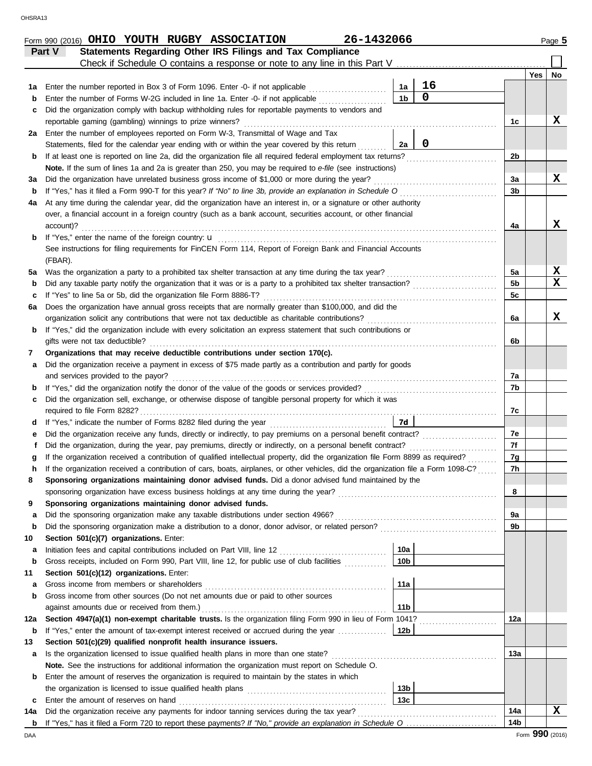Form 990 (2016) **OHIO YOUTH RUGBY ASSOCIATION** **26-1432066** Page **5**

## Part V Statements Regarding Other IRS Filings and Tax Compliance

Check if Schedule O contains a response or note to any line in this Part V ☐

| | | | | | Yes | No |
|---|---|---|---|---|---|---|
| **1a** | Enter the number reported in Box 3 of Form 1096. Enter -0- if not applicable | 1a | 16 | | | |
| **b** | Enter the number of Forms W-2G included in line 1a. Enter -0- if not applicable | 1b | 0 | | | |
| **c** | Did the organization comply with backup withholding rules for reportable payments to vendors and reportable gaming (gambling) winnings to prize winners? | | | 1c | | X |
| **2a** | Enter the number of employees reported on Form W-3, Transmittal of Wage and Tax Statements, filed for the calendar year ending with or within the year covered by this return | 2a | 0 | | | |
| **b** | If at least one is reported on line 2a, did the organization file all required federal employment tax returns? | | | 2b | | |
| | **Note.** If the sum of lines 1a and 2a is greater than 250, you may be required to *e-file* (see instructions) | | | | | |
| **3a** | Did the organization have unrelated business gross income of $1,000 or more during the year? | | | 3a | | X |
| **b** | If "Yes," has it filed a Form 990-T for this year? *If "No" to line 3b, provide an explanation in Schedule O* | | | 3b | | |
| **4a** | At any time during the calendar year, did the organization have an interest in, or a signature or other authority over, a financial account in a foreign country (such as a bank account, securities account, or other financial account)? | | | 4a | | X |
| **b** | If "Yes," enter the name of the foreign country: u | | | | | |
| | See instructions for filing requirements for FinCEN Form 114, Report of Foreign Bank and Financial Accounts (FBAR). | | | | | |
| **5a** | Was the organization a party to a prohibited tax shelter transaction at any time during the tax year? | | | 5a | | X |
| **b** | Did any taxable party notify the organization that it was or is a party to a prohibited tax shelter transaction? | | | 5b | | X |
| **c** | If "Yes" to line 5a or 5b, did the organization file Form 8886-T? | | | 5c | | |
| **6a** | Does the organization have annual gross receipts that are normally greater than $100,000, and did the organization solicit any contributions that were not tax deductible as charitable contributions? | | | 6a | | X |
| **b** | If "Yes," did the organization include with every solicitation an express statement that such contributions or gifts were not tax deductible? | | | 6b | | |
| **7** | **Organizations that may receive deductible contributions under section 170(c).** | | | | | |
| **a** | Did the organization receive a payment in excess of $75 made partly as a contribution and partly for goods and services provided to the payor? | | | 7a | | |
| **b** | If "Yes," did the organization notify the donor of the value of the goods or services provided? | | | 7b | | |
| **c** | Did the organization sell, exchange, or otherwise dispose of tangible personal property for which it was required to file Form 8282? | | | 7c | | |
| **d** | If "Yes," indicate the number of Forms 8282 filed during the year | 7d | | | | |
| **e** | Did the organization receive any funds, directly or indirectly, to pay premiums on a personal benefit contract? | | | 7e | | |
| **f** | Did the organization, during the year, pay premiums, directly or indirectly, on a personal benefit contract? | | | 7f | | |
| **g** | If the organization received a contribution of qualified intellectual property, did the organization file Form 8899 as required? | | | 7g | | |
| **h** | If the organization received a contribution of cars, boats, airplanes, or other vehicles, did the organization file a Form 1098-C? | | | 7h | | |
| **8** | **Sponsoring organizations maintaining donor advised funds.** Did a donor advised fund maintained by the sponsoring organization have excess business holdings at any time during the year? | | | 8 | | |
| **9** | **Sponsoring organizations maintaining donor advised funds.** | | | | | |
| **a** | Did the sponsoring organization make any taxable distributions under section 4966? | | | 9a | | |
| **b** | Did the sponsoring organization make a distribution to a donor, donor advisor, or related person? | | | 9b | | |
| **10** | **Section 501(c)(7) organizations.** Enter: | | | | | |
| **a** | Initiation fees and capital contributions included on Part VIII, line 12 | 10a | | | | |
| **b** | Gross receipts, included on Form 990, Part VIII, line 12, for public use of club facilities | 10b | | | | |
| **11** | **Section 501(c)(12) organizations.** Enter: | | | | | |
| **a** | Gross income from members or shareholders | 11a | | | | |
| **b** | Gross income from other sources (Do not net amounts due or paid to other sources against amounts due or received from them.) | 11b | | | | |
| **12a** | **Section 4947(a)(1) non-exempt charitable trusts.** Is the organization filing Form 990 in lieu of Form 1041? | | | 12a | | |
| **b** | If "Yes," enter the amount of tax-exempt interest received or accrued during the year | 12b | | | | |
| **13** | **Section 501(c)(29) qualified nonprofit health insurance issuers.** | | | | | |
| **a** | Is the organization licensed to issue qualified health plans in more than one state? | | | 13a | | |
| | **Note.** See the instructions for additional information the organization must report on Schedule O. | | | | | |
| **b** | Enter the amount of reserves the organization is required to maintain by the states in which the organization is licensed to issue qualified health plans | 13b | | | | |
| **c** | Enter the amount of reserves on hand | 13c | | | | |
| **14a** | Did the organization receive any payments for indoor tanning services during the tax year? | | | 14a | | X |
| **b** | If "Yes," has it filed a Form 720 to report these payments? *If "No," provide an explanation in Schedule O* | | | 14b | | |

Form **990** (2016)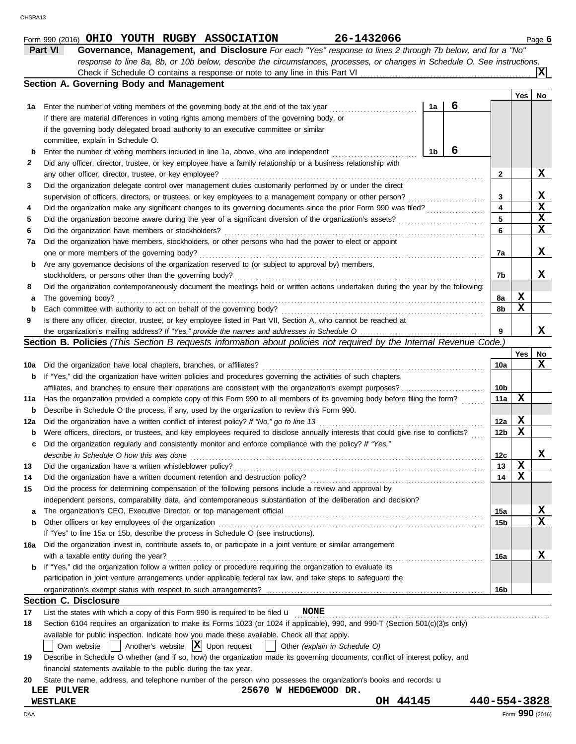Form 990 (2016) **OHIO YOUTH RUGBY ASSOCIATION** **26-1432066** Page **6**

## Part VI Governance, Management, and Disclosure

*For each "Yes" response to lines 2 through 7b below, and for a "No" response to line 8a, 8b, or 10b below, describe the circumstances, processes, or changes in Schedule O. See instructions.*

Check if Schedule O contains a response or note to any line in this Part VI . . . . . [X]

### Section A. Governing Body and Management

| | | | | Yes | No |
|---|---|---|---|---|---|
| **1a** | Enter the number of voting members of the governing body at the end of the tax year . . . . . | 1a | 6 | | |
| | If there are material differences in voting rights among members of the governing body, or if the governing body delegated broad authority to an executive committee or similar committee, explain in Schedule O. | | | | |
| **b** | Enter the number of voting members included in line 1a, above, who are independent . . . . . | 1b | 6 | | |
| **2** | Did any officer, director, trustee, or key employee have a family relationship or a business relationship with any other officer, director, trustee, or key employee? | 2 | | | X |
| **3** | Did the organization delegate control over management duties customarily performed by or under the direct supervision of officers, directors, or trustees, or key employees to a management company or other person? | 3 | | | X |
| **4** | Did the organization make any significant changes to its governing documents since the prior Form 990 was filed? | 4 | | | X |
| **5** | Did the organization become aware during the year of a significant diversion of the organization's assets? | 5 | | | X |
| **6** | Did the organization have members or stockholders? | 6 | | | X |
| **7a** | Did the organization have members, stockholders, or other persons who had the power to elect or appoint one or more members of the governing body? | 7a | | | X |
| **b** | Are any governance decisions of the organization reserved to (or subject to approval by) members, stockholders, or persons other than the governing body? | 7b | | | X |
| **8** | Did the organization contemporaneously document the meetings held or written actions undertaken during the year by the following: | | | | |
| **a** | The governing body? | 8a | | X | |
| **b** | Each committee with authority to act on behalf of the governing body? | 8b | | X | |
| **9** | Is there any officer, director, trustee, or key employee listed in Part VII, Section A, who cannot be reached at the organization's mailing address? *If "Yes," provide the names and addresses in Schedule O* | 9 | | | X |

### Section B. Policies *(This Section B requests information about policies not required by the Internal Revenue Code.)*

| | | | Yes | No |
|---|---|---|---|---|
| **10a** | Did the organization have local chapters, branches, or affiliates? | 10a | | X |
| **b** | If "Yes," did the organization have written policies and procedures governing the activities of such chapters, affiliates, and branches to ensure their operations are consistent with the organization's exempt purposes? | 10b | | |
| **11a** | Has the organization provided a complete copy of this Form 990 to all members of its governing body before filing the form? | 11a | X | |
| **b** | Describe in Schedule O the process, if any, used by the organization to review this Form 990. | | | |
| **12a** | Did the organization have a written conflict of interest policy? *If "No," go to line 13* | 12a | X | |
| **b** | Were officers, directors, or trustees, and key employees required to disclose annually interests that could give rise to conflicts? | 12b | X | |
| **c** | Did the organization regularly and consistently monitor and enforce compliance with the policy? *If "Yes," describe in Schedule O how this was done* | 12c | | X |
| **13** | Did the organization have a written whistleblower policy? | 13 | X | |
| **14** | Did the organization have a written document retention and destruction policy? | 14 | X | |
| **15** | Did the process for determining compensation of the following persons include a review and approval by independent persons, comparability data, and contemporaneous substantiation of the deliberation and decision? | | | |
| **a** | The organization's CEO, Executive Director, or top management official | 15a | | X |
| **b** | Other officers or key employees of the organization | 15b | | X |
| | If "Yes" to line 15a or 15b, describe the process in Schedule O (see instructions). | | | |
| **16a** | Did the organization invest in, contribute assets to, or participate in a joint venture or similar arrangement with a taxable entity during the year? | 16a | | X |
| **b** | If "Yes," did the organization follow a written policy or procedure requiring the organization to evaluate its participation in joint venture arrangements under applicable federal tax law, and take steps to safeguard the organization's exempt status with respect to such arrangements? | 16b | | |

### Section C. Disclosure

**17** List the states with which a copy of this Form 990 is required to be filed **NONE**

**18** Section 6104 requires an organization to make its Forms 1023 (or 1024 if applicable), 990, and 990-T (Section 501(c)(3)s only) available for public inspection. Indicate how you made these available. Check all that apply.

[ ] Own website [ ] Another's website [X] Upon request [ ] Other *(explain in Schedule O)*

**19** Describe in Schedule O whether (and if so, how) the organization made its governing documents, conflict of interest policy, and financial statements available to the public during the tax year.

**20** State the name, address, and telephone number of the person who possesses the organization's books and records:

**LEE PULVER** **25670 W HEDGEWOOD DR.**
**WESTLAKE** **OH 44145** **440-554-3828**

Form **990** (2016)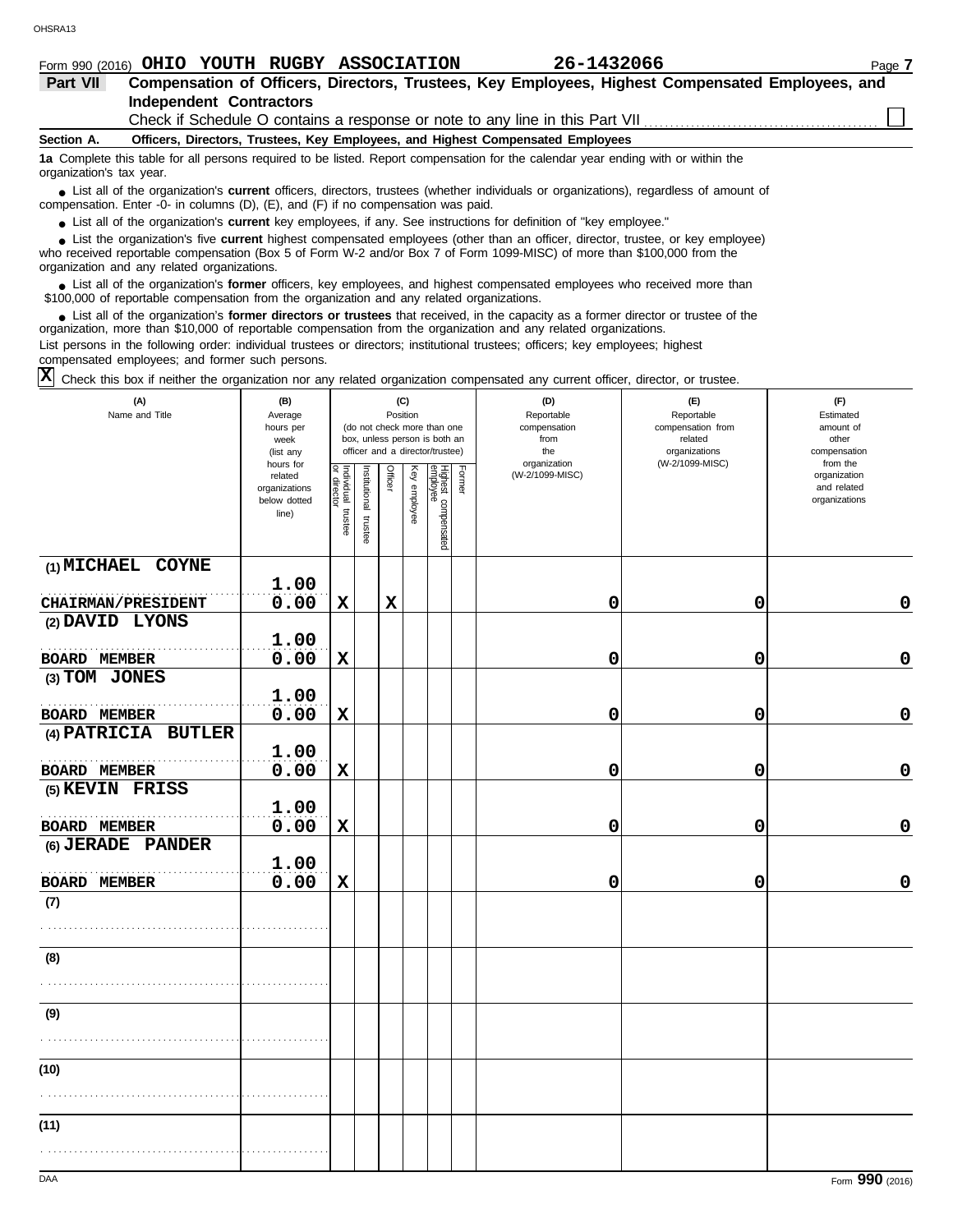Form 990 (2016) **OHIO YOUTH RUGBY ASSOCIATION** **26-1432066** Page **7**

## Part VII Compensation of Officers, Directors, Trustees, Key Employees, Highest Compensated Employees, and Independent Contractors

Check if Schedule O contains a response or note to any line in this Part VII ☐

### Section A. Officers, Directors, Trustees, Key Employees, and Highest Compensated Employees

**1a** Complete this table for all persons required to be listed. Report compensation for the calendar year ending with or within the organization's tax year.

- List all of the organization's **current** officers, directors, trustees (whether individuals or organizations), regardless of amount of compensation. Enter -0- in columns (D), (E), and (F) if no compensation was paid.
- List all of the organization's **current** key employees, if any. See instructions for definition of "key employee."
- List the organization's five **current** highest compensated employees (other than an officer, director, trustee, or key employee) who received reportable compensation (Box 5 of Form W-2 and/or Box 7 of Form 1099-MISC) of more than $100,000 from the organization and any related organizations.
- List all of the organization's **former** officers, key employees, and highest compensated employees who received more than $100,000 of reportable compensation from the organization and any related organizations.
- List all of the organization's **former directors or trustees** that received, in the capacity as a former director or trustee of the organization, more than $10,000 of reportable compensation from the organization and any related organizations.

List persons in the following order: individual trustees or directors; institutional trustees; officers; key employees; highest compensated employees; and former such persons.

☒ Check this box if neither the organization nor any related organization compensated any current officer, director, or trustee.

| (A) Name and Title | (B) Average hours per week (list any hours for related organizations below dotted line) | (C) Position: Individual trustee or director | Institutional trustee | Officer | Key employee | Highest compensated employee | Former | (D) Reportable compensation from the organization (W-2/1099-MISC) | (E) Reportable compensation from related organizations (W-2/1099-MISC) | (F) Estimated amount of other compensation from the organization and related organizations |
|---|---|---|---|---|---|---|---|---|---|---|
| (1) MICHAEL COYNE<br>CHAIRMAN/PRESIDENT | 1.00<br>0.00 | X | | X | | | | 0 | 0 | 0 |
| (2) DAVID LYONS<br>BOARD MEMBER | 1.00<br>0.00 | X | | | | | | 0 | 0 | 0 |
| (3) TOM JONES<br>BOARD MEMBER | 1.00<br>0.00 | X | | | | | | 0 | 0 | 0 |
| (4) PATRICIA BUTLER<br>BOARD MEMBER | 1.00<br>0.00 | X | | | | | | 0 | 0 | 0 |
| (5) KEVIN FRISS<br>BOARD MEMBER | 1.00<br>0.00 | X | | | | | | 0 | 0 | 0 |
| (6) JERADE PANDER<br>BOARD MEMBER | 1.00<br>0.00 | X | | | | | | 0 | 0 | 0 |
| (7) | | | | | | | | | | |
| (8) | | | | | | | | | | |
| (9) | | | | | | | | | | |
| (10) | | | | | | | | | | |
| (11) | | | | | | | | | | |

Form **990** (2016)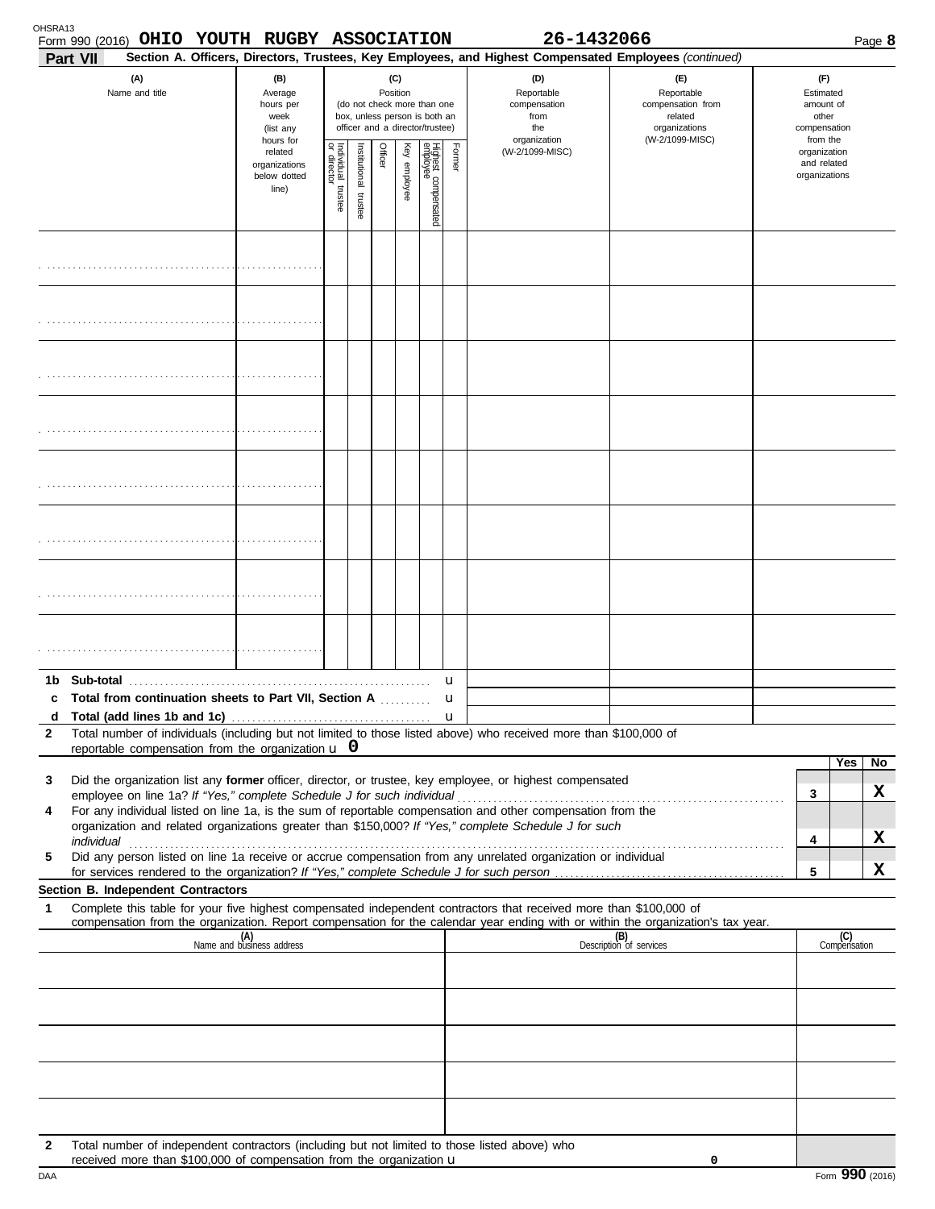Form 990 (2016) **OHIO YOUTH RUGBY ASSOCIATION** **26-1432066** Page **8**

**Part VII** **Section A. Officers, Directors, Trustees, Key Employees, and Highest Compensated Employees** *(continued)*

| (A) Name and title | (B) Average hours per week (list any hours for related organizations below dotted line) | (C) Position (do not check more than one box, unless person is both an officer and a director/trustee) | | | | | | (D) Reportable compensation from the organization (W-2/1099-MISC) | (E) Reportable compensation from related organizations (W-2/1099-MISC) | (F) Estimated amount of other compensation from the organization and related organizations |
|---|---|---|---|---|---|---|---|---|---|---|
| | | Individual trustee or director | Institutional trustee | Officer | Key employee | Highest compensated employee | Former | | | |
| | | | | | | | | | | |
| | | | | | | | | | | |
| | | | | | | | | | | |
| | | | | | | | | | | |
| | | | | | | | | | | |
| | | | | | | | | | | |
| | | | | | | | | | | |
| | | | | | | | | | | |

**1b Sub-total** u

**c Total from continuation sheets to Part VII, Section A** u

**d Total (add lines 1b and 1c)** u

**2** Total number of individuals (including but not limited to those listed above) who received more than $100,000 of reportable compensation from the organization u **0**

| | | | Yes | No |
|---|---|---|---|---|
| **3** | Did the organization list any **former** officer, director, or trustee, key employee, or highest compensated employee on line 1a? *If "Yes," complete Schedule J for such individual* | 3 | | X |
| **4** | For any individual listed on line 1a, is the sum of reportable compensation and other compensation from the organization and related organizations greater than $150,000? *If "Yes," complete Schedule J for such individual* | 4 | | X |
| **5** | Did any person listed on line 1a receive or accrue compensation from any unrelated organization or individual for services rendered to the organization? *If "Yes," complete Schedule J for such person* | 5 | | X |

**Section B. Independent Contractors**

**1** Complete this table for your five highest compensated independent contractors that received more than $100,000 of compensation from the organization. Report compensation for the calendar year ending with or within the organization's tax year.

| (A) Name and business address | (B) Description of services | (C) Compensation |
|---|---|---|
| | | |
| | | |
| | | |
| | | |
| | | |

**2** Total number of independent contractors (including but not limited to those listed above) who received more than $100,000 of compensation from the organization u 0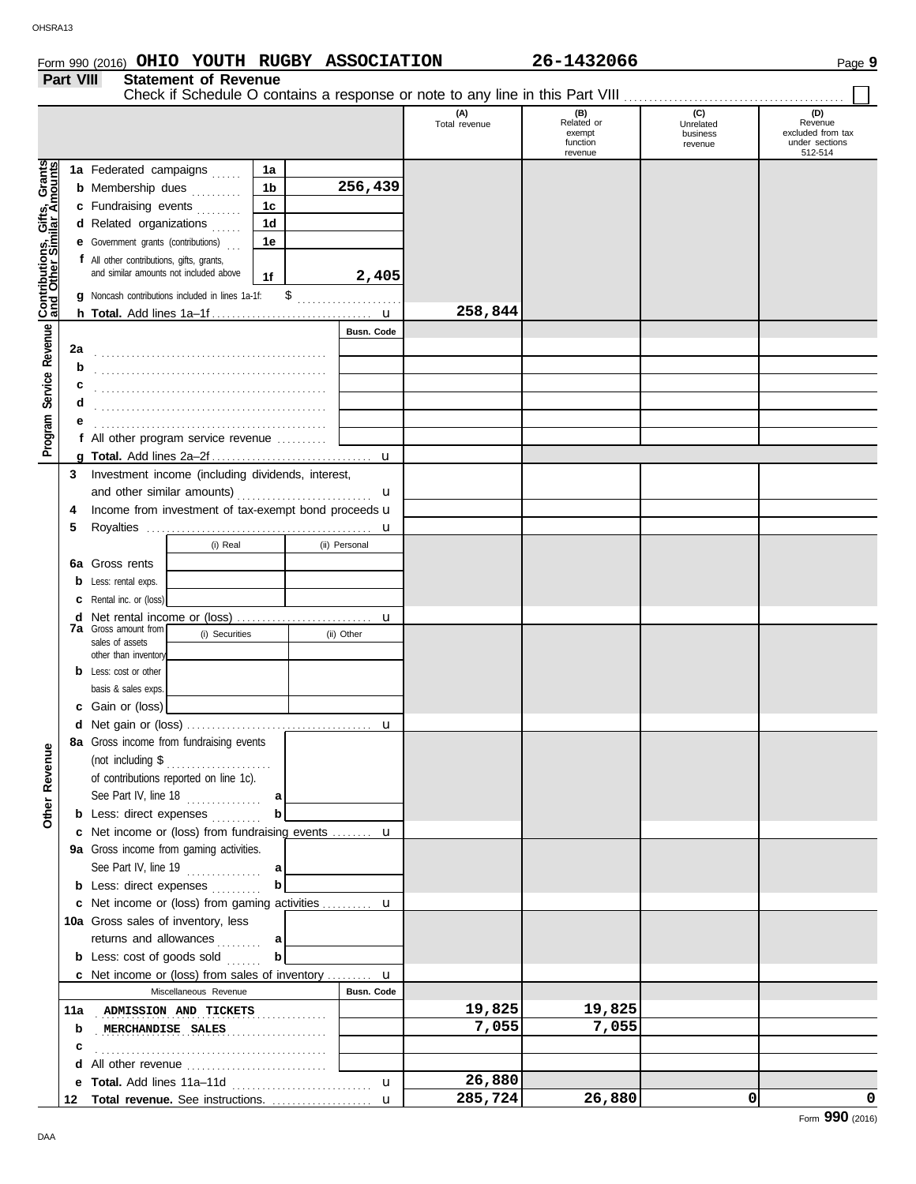Form 990 (2016) **OHIO YOUTH RUGBY ASSOCIATION** **26-1432066**

## Part VIII Statement of Revenue

Check if Schedule O contains a response or note to any line in this Part VIII ☐

| | | | (A) Total revenue | (B) Related or exempt function revenue | (C) Unrelated business revenue | (D) Revenue excluded from tax under sections 512-514 |
|---|---|---|---|---|---|---|
| **Contributions, Gifts, Grants and Other Similar Amounts** | 1a Federated campaigns | 1a | | | | |
| | b Membership dues | 1b 256,439 | | | | |
| | c Fundraising events | 1c | | | | |
| | d Related organizations | 1d | | | | |
| | e Government grants (contributions) | 1e | | | | |
| | f All other contributions, gifts, grants, and similar amounts not included above | 1f 2,405 | | | | |
| | g Noncash contributions included in lines 1a-1f: $ | | | | | |
| | h **Total.** Add lines 1a–1f | | 258,844 | | | |
| **Program Service Revenue** | | Busn. Code | | | | |
| | 2a | | | | | |
| | b | | | | | |
| | c | | | | | |
| | d | | | | | |
| | e | | | | | |
| | f All other program service revenue | | | | | |
| | g **Total.** Add lines 2a–2f | | | | | |
| **Other Revenue** | 3 Investment income (including dividends, interest, and other similar amounts) | | | | | |
| | 4 Income from investment of tax-exempt bond proceeds | | | | | |
| | 5 Royalties | | | | | |
| | 6a Gross rents — (i) Real / (ii) Personal | | | | | |
| | b Less: rental exps. | | | | | |
| | c Rental inc. or (loss) | | | | | |
| | d Net rental income or (loss) | | | | | |
| | 7a Gross amount from sales of assets other than inventory — (i) Securities / (ii) Other | | | | | |
| | b Less: cost or other basis & sales exps. | | | | | |
| | c Gain or (loss) | | | | | |
| | d Net gain or (loss) | | | | | |
| | 8a Gross income from fundraising events (not including $ of contributions reported on line 1c). See Part IV, line 18 | a | | | | |
| | b Less: direct expenses | b | | | | |
| | c Net income or (loss) from fundraising events | | | | | |
| | 9a Gross income from gaming activities. See Part IV, line 19 | a | | | | |
| | b Less: direct expenses | b | | | | |
| | c Net income or (loss) from gaming activities | | | | | |
| | 10a Gross sales of inventory, less returns and allowances | a | | | | |
| | b Less: cost of goods sold | b | | | | |
| | c Net income or (loss) from sales of inventory | | | | | |
| | Miscellaneous Revenue | Busn. Code | | | | |
| | 11a ADMISSION AND TICKETS | | 19,825 | 19,825 | | |
| | b MERCHANDISE SALES | | 7,055 | 7,055 | | |
| | c | | | | | |
| | d All other revenue | | | | | |
| | e **Total.** Add lines 11a–11d | | 26,880 | | | |
| | 12 **Total revenue.** See instructions. | | 285,724 | 26,880 | 0 | 0 |

Form **990** (2016)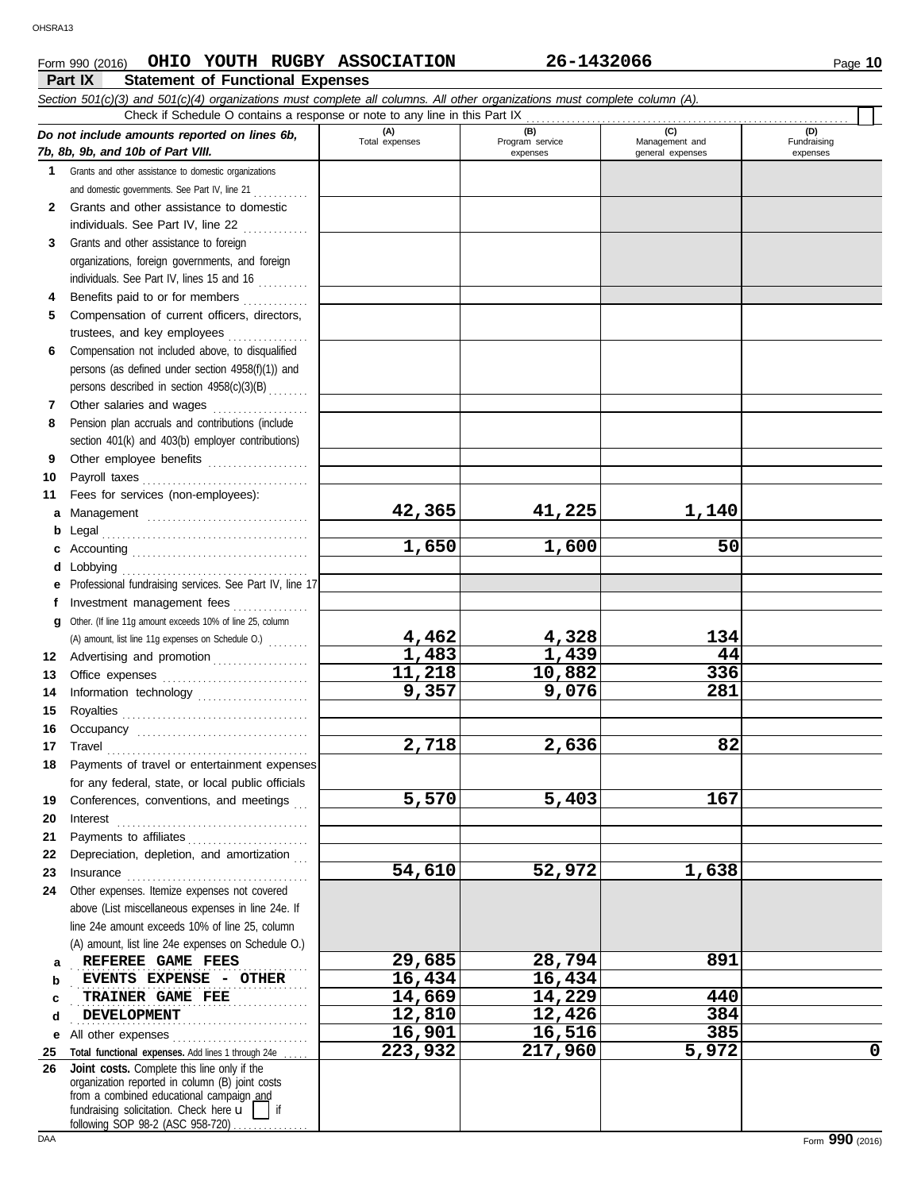Form 990 (2016) **OHIO YOUTH RUGBY ASSOCIATION** **26-1432066**

**Part IX Statement of Functional Expenses**

*Section 501(c)(3) and 501(c)(4) organizations must complete all columns. All other organizations must complete column (A).*

Check if Schedule O contains a response or note to any line in this Part IX

| *Do not include amounts reported on lines 6b, 7b, 8b, 9b, and 10b of Part VIII.* | (A) Total expenses | (B) Program service expenses | (C) Management and general expenses | (D) Fundraising expenses |
|---|---|---|---|---|
| **1** Grants and other assistance to domestic organizations and domestic governments. See Part IV, line 21 | | | | |
| **2** Grants and other assistance to domestic individuals. See Part IV, line 22 | | | | |
| **3** Grants and other assistance to foreign organizations, foreign governments, and foreign individuals. See Part IV, lines 15 and 16 | | | | |
| **4** Benefits paid to or for members | | | | |
| **5** Compensation of current officers, directors, trustees, and key employees | | | | |
| **6** Compensation not included above, to disqualified persons (as defined under section 4958(f)(1)) and persons described in section 4958(c)(3)(B) | | | | |
| **7** Other salaries and wages | | | | |
| **8** Pension plan accruals and contributions (include section 401(k) and 403(b) employer contributions) | | | | |
| **9** Other employee benefits | | | | |
| **10** Payroll taxes | | | | |
| **11** Fees for services (non-employees): | | | | |
| **a** Management | 42,365 | 41,225 | 1,140 | |
| **b** Legal | | | | |
| **c** Accounting | 1,650 | 1,600 | 50 | |
| **d** Lobbying | | | | |
| **e** Professional fundraising services. See Part IV, line 17 | | | | |
| **f** Investment management fees | | | | |
| **g** Other. (If line 11g amount exceeds 10% of line 25, column (A) amount, list line 11g expenses on Schedule O.) | 4,462 | 4,328 | 134 | |
| **12** Advertising and promotion | 1,483 | 1,439 | 44 | |
| **13** Office expenses | 11,218 | 10,882 | 336 | |
| **14** Information technology | 9,357 | 9,076 | 281 | |
| **15** Royalties | | | | |
| **16** Occupancy | | | | |
| **17** Travel | 2,718 | 2,636 | 82 | |
| **18** Payments of travel or entertainment expenses for any federal, state, or local public officials | | | | |
| **19** Conferences, conventions, and meetings | 5,570 | 5,403 | 167 | |
| **20** Interest | | | | |
| **21** Payments to affiliates | | | | |
| **22** Depreciation, depletion, and amortization | | | | |
| **23** Insurance | 54,610 | 52,972 | 1,638 | |
| **24** Other expenses. Itemize expenses not covered above (List miscellaneous expenses in line 24e. If line 24e amount exceeds 10% of line 25, column (A) amount, list line 24e expenses on Schedule O.) | | | | |
| **a** REFEREE GAME FEES | 29,685 | 28,794 | 891 | |
| **b** EVENTS EXPENSE - OTHER | 16,434 | 16,434 | | |
| **c** TRAINER GAME FEE | 14,669 | 14,229 | 440 | |
| **d** DEVELOPMENT | 12,810 | 12,426 | 384 | |
| **e** All other expenses | 16,901 | 16,516 | 385 | |
| **25 Total functional expenses.** Add lines 1 through 24e | 223,932 | 217,960 | 5,972 | 0 |
| **26 Joint costs.** Complete this line only if the organization reported in column (B) joint costs from a combined educational campaign and fundraising solicitation. Check here u [ ] if following SOP 98-2 (ASC 958-720) | | | | |

Form **990** (2016)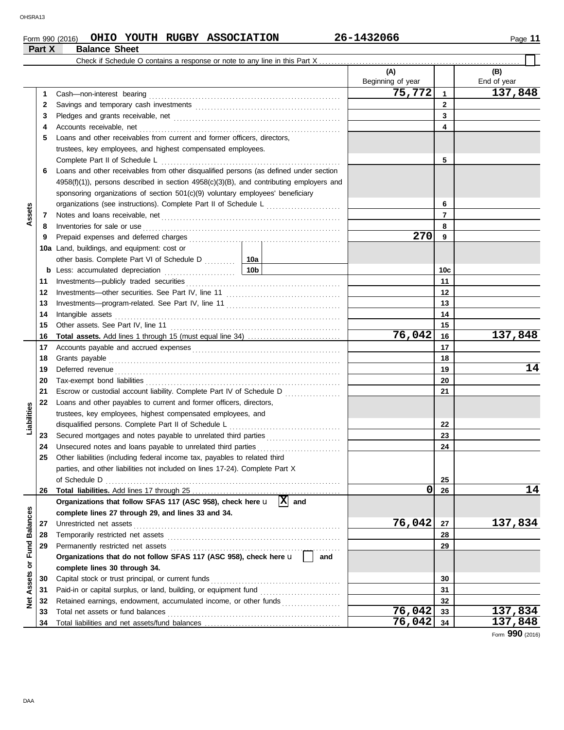Form 990 (2016) **OHIO YOUTH RUGBY ASSOCIATION** **26-1432066**

## Part X Balance Sheet

Check if Schedule O contains a response or note to any line in this Part X . . . . . ☐

| Section | Line | Description | | (A) Beginning of year | | (B) End of year |
|---|---|---|---|---|---|---|
| Assets | 1 | Cash—non-interest bearing | | 75,772 | 1 | 137,848 |
| | 2 | Savings and temporary cash investments | | | 2 | |
| | 3 | Pledges and grants receivable, net | | | 3 | |
| | 4 | Accounts receivable, net | | | 4 | |
| | 5 | Loans and other receivables from current and former officers, directors, trustees, key employees, and highest compensated employees. Complete Part II of Schedule L | | | 5 | |
| | 6 | Loans and other receivables from other disqualified persons (as defined under section 4958(f)(1)), persons described in section 4958(c)(3)(B), and contributing employers and sponsoring organizations of section 501(c)(9) voluntary employees' beneficiary organizations (see instructions). Complete Part II of Schedule L | | | 6 | |
| | 7 | Notes and loans receivable, net | | | 7 | |
| | 8 | Inventories for sale or use | | | 8 | |
| | 9 | Prepaid expenses and deferred charges | | 270 | 9 | |
| | 10a | Land, buildings, and equipment: cost or other basis. Complete Part VI of Schedule D | 10a | | | |
| | b | Less: accumulated depreciation | 10b | | 10c | |
| | 11 | Investments—publicly traded securities | | | 11 | |
| | 12 | Investments—other securities. See Part IV, line 11 | | | 12 | |
| | 13 | Investments—program-related. See Part IV, line 11 | | | 13 | |
| | 14 | Intangible assets | | | 14 | |
| | 15 | Other assets. See Part IV, line 11 | | | 15 | |
| | 16 | **Total assets.** Add lines 1 through 15 (must equal line 34) | | 76,042 | 16 | 137,848 |
| Liabilities | 17 | Accounts payable and accrued expenses | | | 17 | |
| | 18 | Grants payable | | | 18 | |
| | 19 | Deferred revenue | | | 19 | 14 |
| | 20 | Tax-exempt bond liabilities | | | 20 | |
| | 21 | Escrow or custodial account liability. Complete Part IV of Schedule D | | | 21 | |
| | 22 | Loans and other payables to current and former officers, directors, trustees, key employees, highest compensated employees, and disqualified persons. Complete Part II of Schedule L | | | 22 | |
| | 23 | Secured mortgages and notes payable to unrelated third parties | | | 23 | |
| | 24 | Unsecured notes and loans payable to unrelated third parties | | | 24 | |
| | 25 | Other liabilities (including federal income tax, payables to related third parties, and other liabilities not included on lines 17-24). Complete Part X of Schedule D | | | 25 | |
| | 26 | **Total liabilities.** Add lines 17 through 25 | | 0 | 26 | 14 |
| Net Assets or Fund Balances | | **Organizations that follow SFAS 117 (ASC 958), check here** ☒ **and complete lines 27 through 29, and lines 33 and 34.** | | | | |
| | 27 | Unrestricted net assets | | 76,042 | 27 | 137,834 |
| | 28 | Temporarily restricted net assets | | | 28 | |
| | 29 | Permanently restricted net assets | | | 29 | |
| | | **Organizations that do not follow SFAS 117 (ASC 958), check here** ☐ **and complete lines 30 through 34.** | | | | |
| | 30 | Capital stock or trust principal, or current funds | | | 30 | |
| | 31 | Paid-in or capital surplus, or land, building, or equipment fund | | | 31 | |
| | 32 | Retained earnings, endowment, accumulated income, or other funds | | | 32 | |
| | 33 | Total net assets or fund balances | | 76,042 | 33 | 137,834 |
| | 34 | Total liabilities and net assets/fund balances | | 76,042 | 34 | 137,848 |

Form **990** (2016)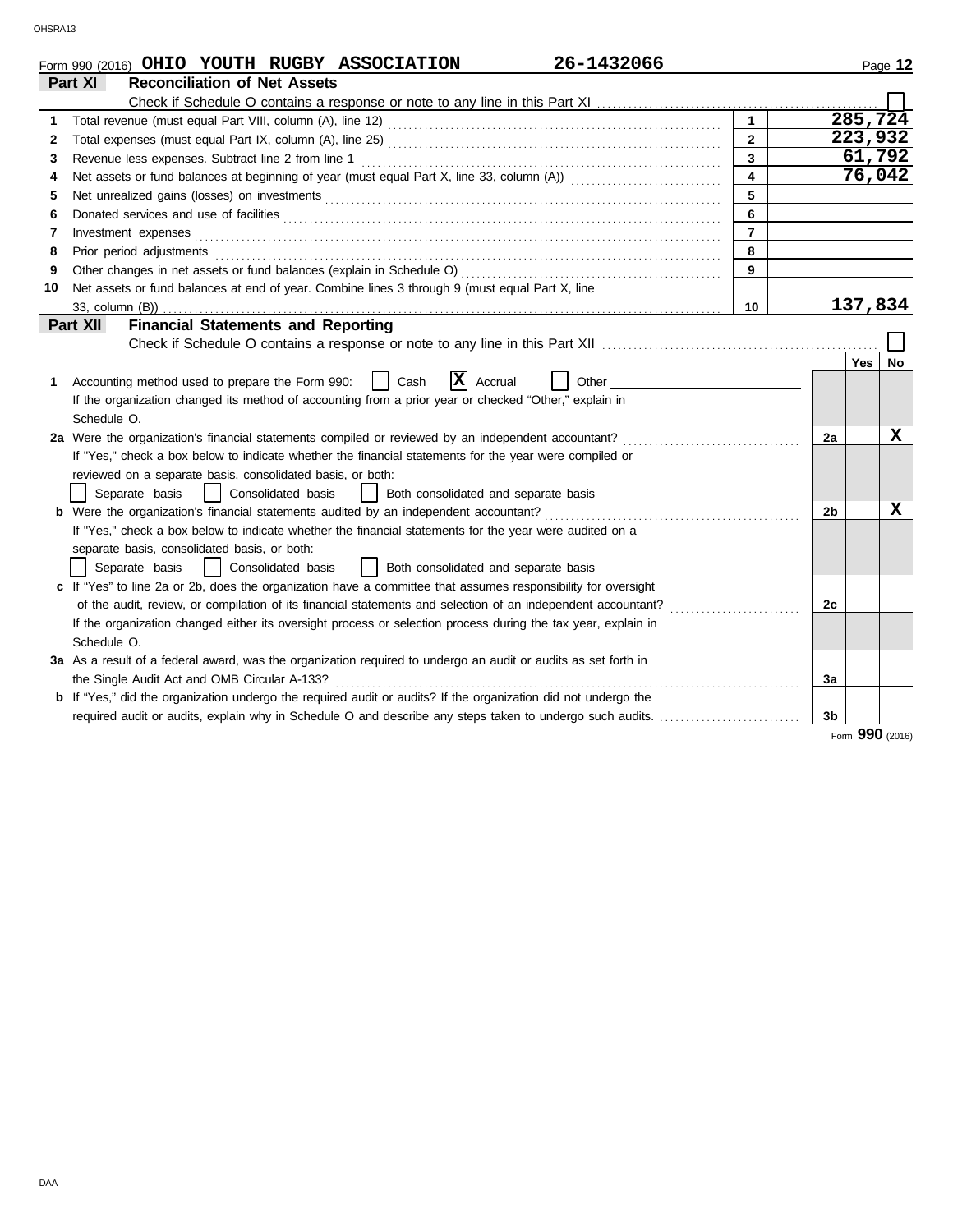Form 990 (2016) **OHIO YOUTH RUGBY ASSOCIATION** **26-1432066** Page **12**

## Part XI Reconciliation of Net Assets

Check if Schedule O contains a response or note to any line in this Part XI ☐

| | | | |
|---|---|---|---|
| 1 | Total revenue (must equal Part VIII, column (A), line 12) | 1 | 285,724 |
| 2 | Total expenses (must equal Part IX, column (A), line 25) | 2 | 223,932 |
| 3 | Revenue less expenses. Subtract line 2 from line 1 | 3 | 61,792 |
| 4 | Net assets or fund balances at beginning of year (must equal Part X, line 33, column (A)) | 4 | 76,042 |
| 5 | Net unrealized gains (losses) on investments | 5 | |
| 6 | Donated services and use of facilities | 6 | |
| 7 | Investment expenses | 7 | |
| 8 | Prior period adjustments | 8 | |
| 9 | Other changes in net assets or fund balances (explain in Schedule O) | 9 | |
| 10 | Net assets or fund balances at end of year. Combine lines 3 through 9 (must equal Part X, line 33, column (B)) | 10 | 137,834 |

## Part XII Financial Statements and Reporting

Check if Schedule O contains a response or note to any line in this Part XII ☐

| | | | Yes | No |
|---|---|---|---|---|
| 1 | Accounting method used to prepare the Form 990: ☐ Cash ☒ Accrual ☐ Other<br>If the organization changed its method of accounting from a prior year or checked "Other," explain in Schedule O. | | | |
| 2a | Were the organization's financial statements compiled or reviewed by an independent accountant?<br>If "Yes," check a box below to indicate whether the financial statements for the year were compiled or reviewed on a separate basis, consolidated basis, or both:<br>☐ Separate basis ☐ Consolidated basis ☐ Both consolidated and separate basis | 2a | | X |
| b | Were the organization's financial statements audited by an independent accountant?<br>If "Yes," check a box below to indicate whether the financial statements for the year were audited on a separate basis, consolidated basis, or both:<br>☐ Separate basis ☐ Consolidated basis ☐ Both consolidated and separate basis | 2b | | X |
| c | If "Yes" to line 2a or 2b, does the organization have a committee that assumes responsibility for oversight of the audit, review, or compilation of its financial statements and selection of an independent accountant?<br>If the organization changed either its oversight process or selection process during the tax year, explain in Schedule O. | 2c | | |
| 3a | As a result of a federal award, was the organization required to undergo an audit or audits as set forth in the Single Audit Act and OMB Circular A-133? | 3a | | |
| b | If "Yes," did the organization undergo the required audit or audits? If the organization did not undergo the required audit or audits, explain why in Schedule O and describe any steps taken to undergo such audits. | 3b | | |

Form **990** (2016)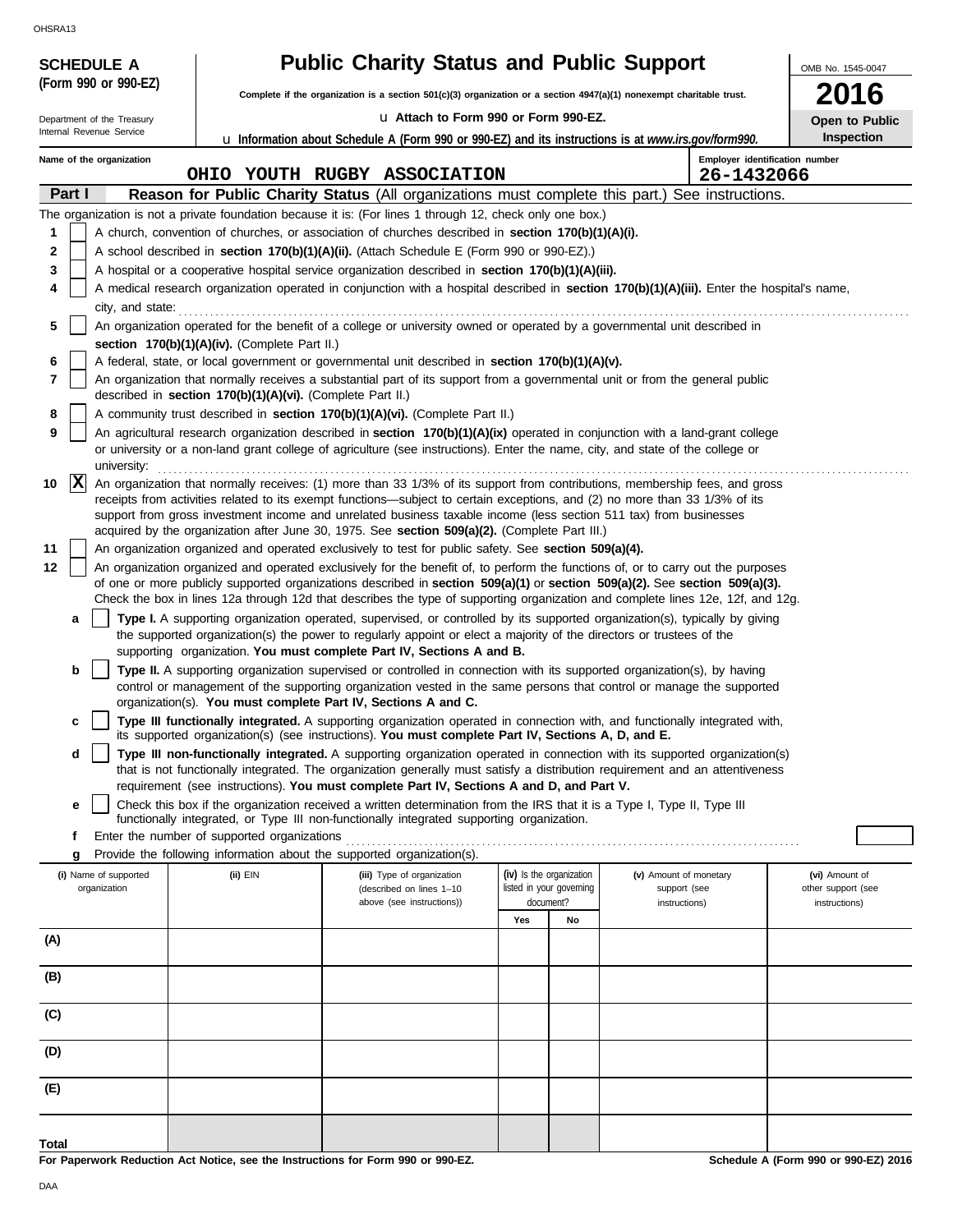**SCHEDULE A (Form 990 or 990-EZ)**

Department of the Treasury
Internal Revenue Service

# Public Charity Status and Public Support

**Complete if the organization is a section 501(c)(3) organization or a section 4947(a)(1) nonexempt charitable trust.**

u Attach to Form 990 or Form 990-EZ.

u Information about Schedule A (Form 990 or 990-EZ) and its instructions is at *www.irs.gov/form990.*

OMB No. 1545-0047

**2016**

**Open to Public Inspection**

Name of the organization: OHIO YOUTH RUGBY ASSOCIATION

Employer identification number: 26-1432066

**Part I** **Reason for Public Charity Status** (All organizations must complete this part.) See instructions.

The organization is not a private foundation because it is: (For lines 1 through 12, check only one box.)

1 [ ] A church, convention of churches, or association of churches described in **section 170(b)(1)(A)(i).**

2 [ ] A school described in **section 170(b)(1)(A)(ii).** (Attach Schedule E (Form 990 or 990-EZ).)

3 [ ] A hospital or a cooperative hospital service organization described in **section 170(b)(1)(A)(iii).**

4 [ ] A medical research organization operated in conjunction with a hospital described in **section 170(b)(1)(A)(iii).** Enter the hospital's name, city, and state:

5 [ ] An organization operated for the benefit of a college or university owned or operated by a governmental unit described in **section 170(b)(1)(A)(iv).** (Complete Part II.)

6 [ ] A federal, state, or local government or governmental unit described in **section 170(b)(1)(A)(v).**

7 [ ] An organization that normally receives a substantial part of its support from a governmental unit or from the general public described in **section 170(b)(1)(A)(vi).** (Complete Part II.)

8 [ ] A community trust described in **section 170(b)(1)(A)(vi).** (Complete Part II.)

9 [ ] An agricultural research organization described in **section 170(b)(1)(A)(ix)** operated in conjunction with a land-grant college or university or a non-land grant college of agriculture (see instructions). Enter the name, city, and state of the college or university:

10 [X] An organization that normally receives: (1) more than 33 1/3% of its support from contributions, membership fees, and gross receipts from activities related to its exempt functions—subject to certain exceptions, and (2) no more than 33 1/3% of its support from gross investment income and unrelated business taxable income (less section 511 tax) from businesses acquired by the organization after June 30, 1975. See **section 509(a)(2).** (Complete Part III.)

11 [ ] An organization organized and operated exclusively to test for public safety. See **section 509(a)(4).**

12 [ ] An organization organized and operated exclusively for the benefit of, to perform the functions of, or to carry out the purposes of one or more publicly supported organizations described in **section 509(a)(1)** or **section 509(a)(2).** See **section 509(a)(3).** Check the box in lines 12a through 12d that describes the type of supporting organization and complete lines 12e, 12f, and 12g.

a [ ] **Type I.** A supporting organization operated, supervised, or controlled by its supported organization(s), typically by giving the supported organization(s) the power to regularly appoint or elect a majority of the directors or trustees of the supporting organization. **You must complete Part IV, Sections A and B.**

b [ ] **Type II.** A supporting organization supervised or controlled in connection with its supported organization(s), by having control or management of the supporting organization vested in the same persons that control or manage the supported organization(s). **You must complete Part IV, Sections A and C.**

c [ ] **Type III functionally integrated.** A supporting organization operated in connection with, and functionally integrated with, its supported organization(s) (see instructions). **You must complete Part IV, Sections A, D, and E.**

d [ ] **Type III non-functionally integrated.** A supporting organization operated in connection with its supported organization(s) that is not functionally integrated. The organization generally must satisfy a distribution requirement and an attentiveness requirement (see instructions). **You must complete Part IV, Sections A and D, and Part V.**

e [ ] Check this box if the organization received a written determination from the IRS that it is a Type I, Type II, Type III functionally integrated, or Type III non-functionally integrated supporting organization.

f Enter the number of supported organizations

g Provide the following information about the supported organization(s).

| (i) Name of supported organization | (ii) EIN | (iii) Type of organization (described on lines 1–10 above (see instructions)) | (iv) Is the organization listed in your governing document? | | (v) Amount of monetary support (see instructions) | (vi) Amount of other support (see instructions) |
|---|---|---|---|---|---|---|
| | | | Yes | No | | |
| (A) | | | | | | |
| (B) | | | | | | |
| (C) | | | | | | |
| (D) | | | | | | |
| (E) | | | | | | |
| Total | | | | | | |

**For Paperwork Reduction Act Notice, see the Instructions for Form 990 or 990-EZ.** **Schedule A (Form 990 or 990-EZ) 2016**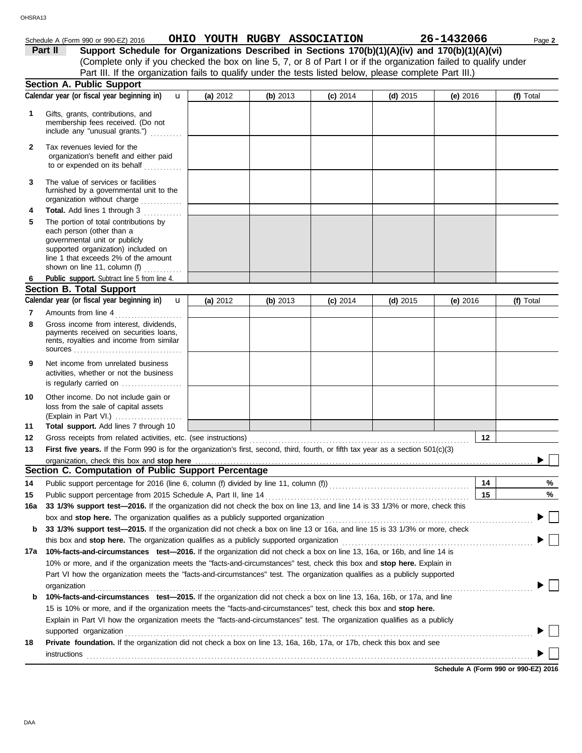Schedule A (Form 990 or 990-EZ) 2016 **OHIO YOUTH RUGBY ASSOCIATION** **26-1432066**

## Part II Support Schedule for Organizations Described in Sections 170(b)(1)(A)(iv) and 170(b)(1)(A)(vi)

(Complete only if you checked the box on line 5, 7, or 8 of Part I or if the organization failed to qualify under Part III. If the organization fails to qualify under the tests listed below, please complete Part III.)

### Section A. Public Support

| Calendar year (or fiscal year beginning in) | (a) 2012 | (b) 2013 | (c) 2014 | (d) 2015 | (e) 2016 | (f) Total |
|---|---|---|---|---|---|---|
| **1** Gifts, grants, contributions, and membership fees received. (Do not include any "unusual grants.") | | | | | | |
| **2** Tax revenues levied for the organization's benefit and either paid to or expended on its behalf | | | | | | |
| **3** The value of services or facilities furnished by a governmental unit to the organization without charge | | | | | | |
| **4 Total.** Add lines 1 through 3 | | | | | | |
| **5** The portion of total contributions by each person (other than a governmental unit or publicly supported organization) included on line 1 that exceeds 2% of the amount shown on line 11, column (f) | | | | | | |
| **6 Public support.** Subtract line 5 from line 4. | | | | | | |

### Section B. Total Support

| Calendar year (or fiscal year beginning in) | (a) 2012 | (b) 2013 | (c) 2014 | (d) 2015 | (e) 2016 | (f) Total |
|---|---|---|---|---|---|---|
| **7** Amounts from line 4 | | | | | | |
| **8** Gross income from interest, dividends, payments received on securities loans, rents, royalties and income from similar sources | | | | | | |
| **9** Net income from unrelated business activities, whether or not the business is regularly carried on | | | | | | |
| **10** Other income. Do not include gain or loss from the sale of capital assets (Explain in Part VI.) | | | | | | |
| **11 Total support.** Add lines 7 through 10 | | | | | | |

**12** Gross receipts from related activities, etc. (see instructions) **12**

**13 First five years.** If the Form 990 is for the organization's first, second, third, fourth, or fifth tax year as a section 501(c)(3) organization, check this box and **stop here** ☐

### Section C. Computation of Public Support Percentage

**14** Public support percentage for 2016 (line 6, column (f) divided by line 11, column (f)) **14** %

**15** Public support percentage from 2015 Schedule A, Part II, line 14 **15** %

**16a 33 1/3% support test—2016.** If the organization did not check the box on line 13, and line 14 is 33 1/3% or more, check this box and **stop here.** The organization qualifies as a publicly supported organization ☐

**b 33 1/3% support test—2015.** If the organization did not check a box on line 13 or 16a, and line 15 is 33 1/3% or more, check this box and **stop here.** The organization qualifies as a publicly supported organization ☐

**17a 10%-facts-and-circumstances test—2016.** If the organization did not check a box on line 13, 16a, or 16b, and line 14 is 10% or more, and if the organization meets the "facts-and-circumstances" test, check this box and **stop here.** Explain in Part VI how the organization meets the "facts-and-circumstances" test. The organization qualifies as a publicly supported organization ☐

**b 10%-facts-and-circumstances test—2015.** If the organization did not check a box on line 13, 16a, 16b, or 17a, and line 15 is 10% or more, and if the organization meets the "facts-and-circumstances" test, check this box and **stop here.** Explain in Part VI how the organization meets the "facts-and-circumstances" test. The organization qualifies as a publicly supported organization ☐

**18 Private foundation.** If the organization did not check a box on line 13, 16a, 16b, 17a, or 17b, check this box and see instructions ☐

**Schedule A (Form 990 or 990-EZ) 2016**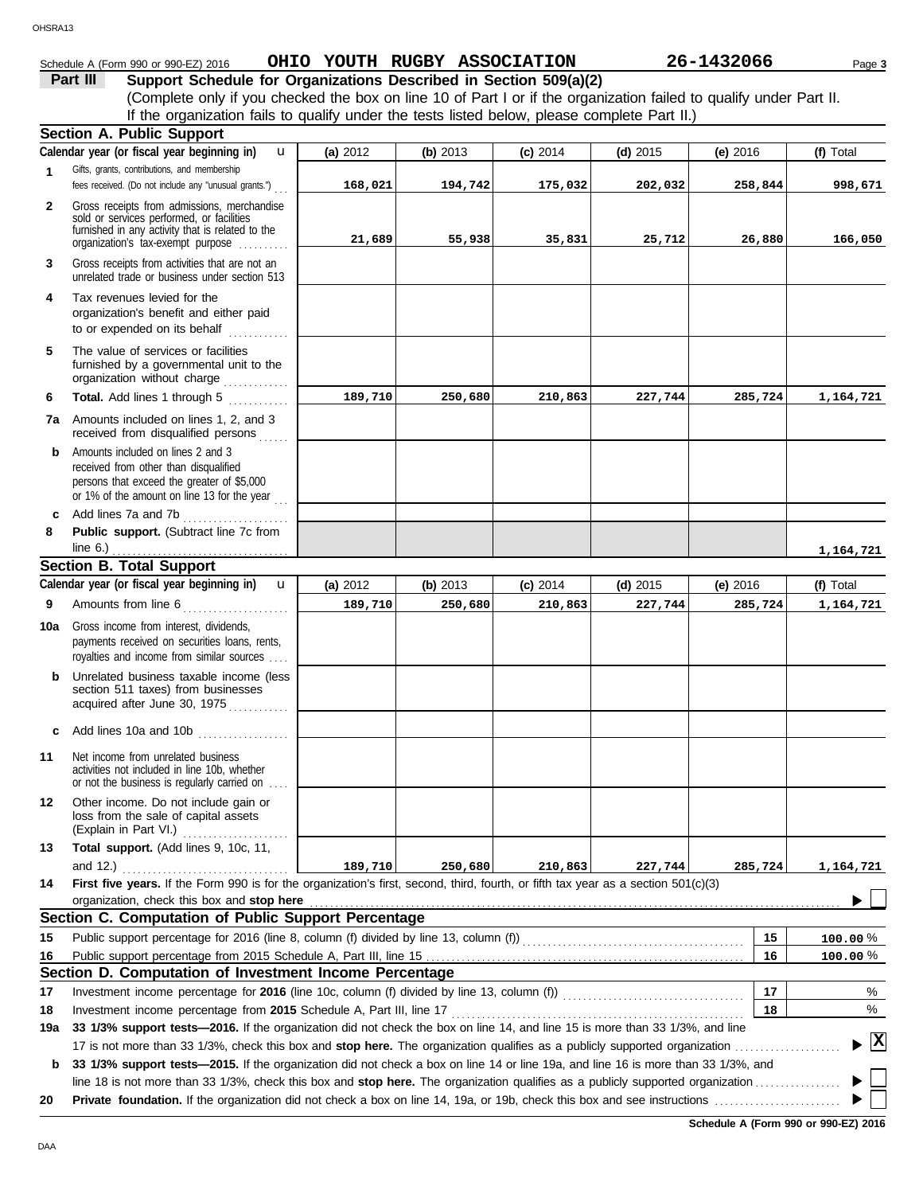Schedule A (Form 990 or 990-EZ) 2016 **OHIO YOUTH RUGBY ASSOCIATION** **26-1432066**

## Part III Support Schedule for Organizations Described in Section 509(a)(2)

(Complete only if you checked the box on line 10 of Part I or if the organization failed to qualify under Part II. If the organization fails to qualify under the tests listed below, please complete Part II.)

### Section A. Public Support

| Calendar year (or fiscal year beginning in) | (a) 2012 | (b) 2013 | (c) 2014 | (d) 2015 | (e) 2016 | (f) Total |
|---|---|---|---|---|---|---|
| **1** Gifts, grants, contributions, and membership fees received. (Do not include any "unusual grants.") | 168,021 | 194,742 | 175,032 | 202,032 | 258,844 | 998,671 |
| **2** Gross receipts from admissions, merchandise sold or services performed, or facilities furnished in any activity that is related to the organization's tax-exempt purpose | 21,689 | 55,938 | 35,831 | 25,712 | 26,880 | 166,050 |
| **3** Gross receipts from activities that are not an unrelated trade or business under section 513 | | | | | | |
| **4** Tax revenues levied for the organization's benefit and either paid to or expended on its behalf | | | | | | |
| **5** The value of services or facilities furnished by a governmental unit to the organization without charge | | | | | | |
| **6** **Total.** Add lines 1 through 5 | 189,710 | 250,680 | 210,863 | 227,744 | 285,724 | 1,164,721 |
| **7a** Amounts included on lines 1, 2, and 3 received from disqualified persons | | | | | | |
| **b** Amounts included on lines 2 and 3 received from other than disqualified persons that exceed the greater of $5,000 or 1% of the amount on line 13 for the year | | | | | | |
| **c** Add lines 7a and 7b | | | | | | |
| **8** **Public support.** (Subtract line 7c from line 6.) | | | | | | 1,164,721 |

### Section B. Total Support

| Calendar year (or fiscal year beginning in) | (a) 2012 | (b) 2013 | (c) 2014 | (d) 2015 | (e) 2016 | (f) Total |
|---|---|---|---|---|---|---|
| **9** Amounts from line 6 | 189,710 | 250,680 | 210,863 | 227,744 | 285,724 | 1,164,721 |
| **10a** Gross income from interest, dividends, payments received on securities loans, rents, royalties and income from similar sources | | | | | | |
| **b** Unrelated business taxable income (less section 511 taxes) from businesses acquired after June 30, 1975 | | | | | | |
| **c** Add lines 10a and 10b | | | | | | |
| **11** Net income from unrelated business activities not included in line 10b, whether or not the business is regularly carried on | | | | | | |
| **12** Other income. Do not include gain or loss from the sale of capital assets (Explain in Part VI.) | | | | | | |
| **13** **Total support.** (Add lines 9, 10c, 11, and 12.) | 189,710 | 250,680 | 210,863 | 227,744 | 285,724 | 1,164,721 |

**14** **First five years.** If the Form 990 is for the organization's first, second, third, fourth, or fifth tax year as a section 501(c)(3) organization, check this box and **stop here** ☐

### Section C. Computation of Public Support Percentage

| | | | |
|---|---|---|---|
| **15** | Public support percentage for 2016 (line 8, column (f) divided by line 13, column (f)) | 15 | 100.00 % |
| **16** | Public support percentage from 2015 Schedule A, Part III, line 15 | 16 | 100.00 % |

### Section D. Computation of Investment Income Percentage

| | | | |
|---|---|---|---|
| **17** | Investment income percentage for **2016** (line 10c, column (f) divided by line 13, column (f)) | 17 | % |
| **18** | Investment income percentage from **2015** Schedule A, Part III, line 17 | 18 | % |

**19a** **33 1/3% support tests—2016.** If the organization did not check the box on line 14, and line 15 is more than 33 1/3%, and line 17 is not more than 33 1/3%, check this box and **stop here.** The organization qualifies as a publicly supported organization ☒

**b** **33 1/3% support tests—2015.** If the organization did not check a box on line 14 or line 19a, and line 16 is more than 33 1/3%, and line 18 is not more than 33 1/3%, check this box and **stop here.** The organization qualifies as a publicly supported organization ☐

**20** **Private foundation.** If the organization did not check a box on line 14, 19a, or 19b, check this box and see instructions ☐

**Schedule A (Form 990 or 990-EZ) 2016**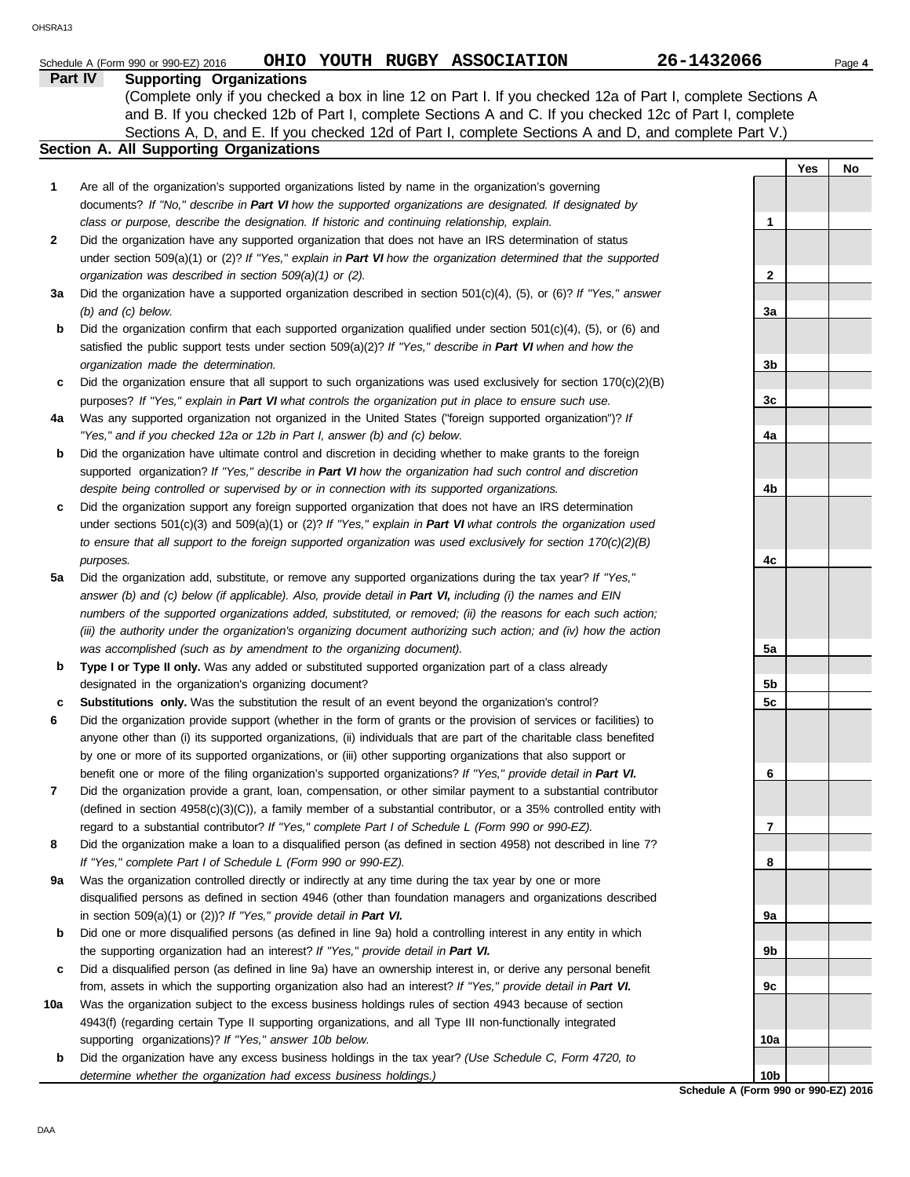Schedule A (Form 990 or 990-EZ) 2016 **OHIO YOUTH RUGBY ASSOCIATION** **26-1432066**

## Part IV Supporting Organizations

(Complete only if you checked a box in line 12 on Part I. If you checked 12a of Part I, complete Sections A and B. If you checked 12b of Part I, complete Sections A and C. If you checked 12c of Part I, complete Sections A, D, and E. If you checked 12d of Part I, complete Sections A and D, and complete Part V.)

### Section A. All Supporting Organizations

| | | | Yes | No |
|---|---|---|---|---|
| **1** | Are all of the organization's supported organizations listed by name in the organization's governing documents? *If "No," describe in **Part VI** how the supported organizations are designated. If designated by class or purpose, describe the designation. If historic and continuing relationship, explain.* | 1 | | |
| **2** | Did the organization have any supported organization that does not have an IRS determination of status under section 509(a)(1) or (2)? *If "Yes," explain in **Part VI** how the organization determined that the supported organization was described in section 509(a)(1) or (2).* | 2 | | |
| **3a** | Did the organization have a supported organization described in section 501(c)(4), (5), or (6)? *If "Yes," answer (b) and (c) below.* | 3a | | |
| **b** | Did the organization confirm that each supported organization qualified under section 501(c)(4), (5), or (6) and satisfied the public support tests under section 509(a)(2)? *If "Yes," describe in **Part VI** when and how the organization made the determination.* | 3b | | |
| **c** | Did the organization ensure that all support to such organizations was used exclusively for section 170(c)(2)(B) purposes? *If "Yes," explain in **Part VI** what controls the organization put in place to ensure such use.* | 3c | | |
| **4a** | Was any supported organization not organized in the United States ("foreign supported organization")? *If "Yes," and if you checked 12a or 12b in Part I, answer (b) and (c) below.* | 4a | | |
| **b** | Did the organization have ultimate control and discretion in deciding whether to make grants to the foreign supported organization? *If "Yes," describe in **Part VI** how the organization had such control and discretion despite being controlled or supervised by or in connection with its supported organizations.* | 4b | | |
| **c** | Did the organization support any foreign supported organization that does not have an IRS determination under sections 501(c)(3) and 509(a)(1) or (2)? *If "Yes," explain in **Part VI** what controls the organization used to ensure that all support to the foreign supported organization was used exclusively for section 170(c)(2)(B) purposes.* | 4c | | |
| **5a** | Did the organization add, substitute, or remove any supported organizations during the tax year? *If "Yes," answer (b) and (c) below (if applicable). Also, provide detail in **Part VI,** including (i) the names and EIN numbers of the supported organizations added, substituted, or removed; (ii) the reasons for each such action; (iii) the authority under the organization's organizing document authorizing such action; and (iv) how the action was accomplished (such as by amendment to the organizing document).* | 5a | | |
| **b** | **Type I or Type II only.** Was any added or substituted supported organization part of a class already designated in the organization's organizing document? | 5b | | |
| **c** | **Substitutions only.** Was the substitution the result of an event beyond the organization's control? | 5c | | |
| **6** | Did the organization provide support (whether in the form of grants or the provision of services or facilities) to anyone other than (i) its supported organizations, (ii) individuals that are part of the charitable class benefited by one or more of its supported organizations, or (iii) other supporting organizations that also support or benefit one or more of the filing organization's supported organizations? *If "Yes," provide detail in **Part VI.*** | 6 | | |
| **7** | Did the organization provide a grant, loan, compensation, or other similar payment to a substantial contributor (defined in section 4958(c)(3)(C)), a family member of a substantial contributor, or a 35% controlled entity with regard to a substantial contributor? *If "Yes," complete Part I of Schedule L (Form 990 or 990-EZ).* | 7 | | |
| **8** | Did the organization make a loan to a disqualified person (as defined in section 4958) not described in line 7? *If "Yes," complete Part I of Schedule L (Form 990 or 990-EZ).* | 8 | | |
| **9a** | Was the organization controlled directly or indirectly at any time during the tax year by one or more disqualified persons as defined in section 4946 (other than foundation managers and organizations described in section 509(a)(1) or (2))? *If "Yes," provide detail in **Part VI.*** | 9a | | |
| **b** | Did one or more disqualified persons (as defined in line 9a) hold a controlling interest in any entity in which the supporting organization had an interest? *If "Yes," provide detail in **Part VI.*** | 9b | | |
| **c** | Did a disqualified person (as defined in line 9a) have an ownership interest in, or derive any personal benefit from, assets in which the supporting organization also had an interest? *If "Yes," provide detail in **Part VI.*** | 9c | | |
| **10a** | Was the organization subject to the excess business holdings rules of section 4943 because of section 4943(f) (regarding certain Type II supporting organizations, and all Type III non-functionally integrated supporting organizations)? *If "Yes," answer 10b below.* | 10a | | |
| **b** | Did the organization have any excess business holdings in the tax year? *(Use Schedule C, Form 4720, to determine whether the organization had excess business holdings.)* | 10b | | |

**Schedule A (Form 990 or 990-EZ) 2016**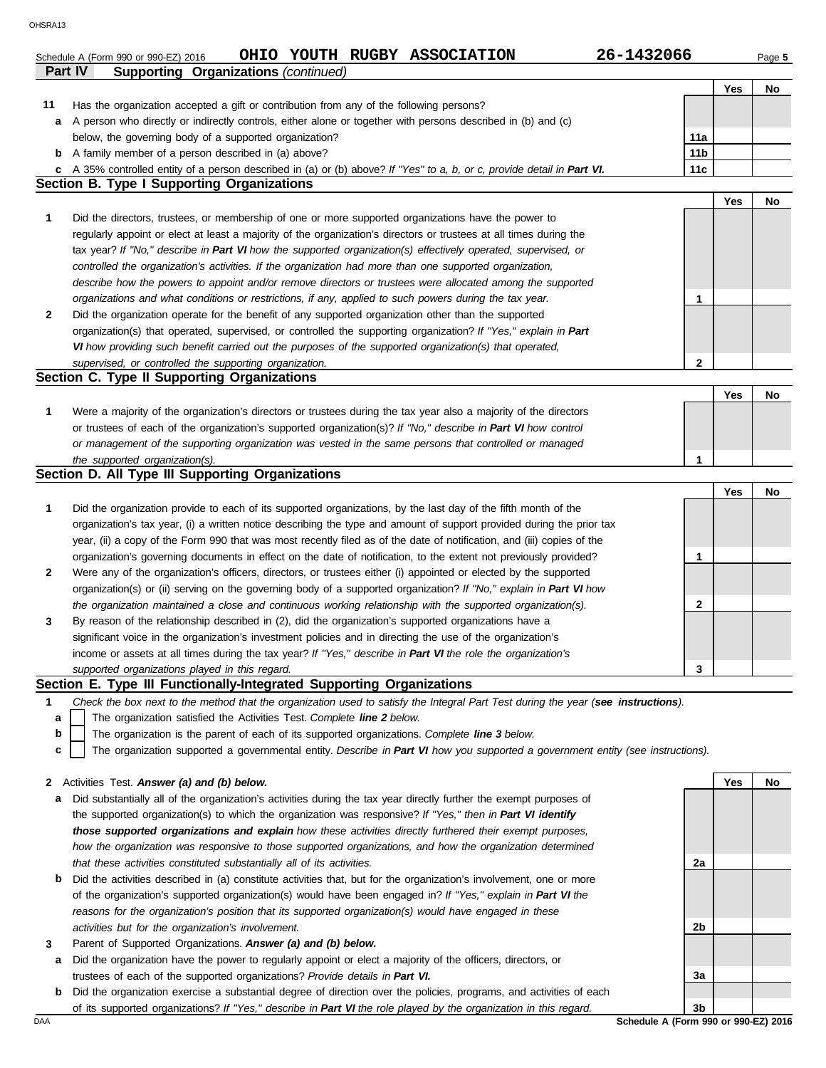Schedule A (Form 990 or 990-EZ) 2016 **OHIO YOUTH RUGBY ASSOCIATION** **26-1432066**

## Part IV Supporting Organizations *(continued)*

| | | | Yes | No |
|---|---|---|---|---|
| **11** | Has the organization accepted a gift or contribution from any of the following persons? | | | |
| **a** | A person who directly or indirectly controls, either alone or together with persons described in (b) and (c) below, the governing body of a supported organization? | 11a | | |
| **b** | A family member of a person described in (a) above? | 11b | | |
| **c** | A 35% controlled entity of a person described in (a) or (b) above? *If "Yes" to a, b, or c, provide detail in* ***Part VI.*** | 11c | | |

### Section B. Type I Supporting Organizations

| | | | Yes | No |
|---|---|---|---|---|
| **1** | Did the directors, trustees, or membership of one or more supported organizations have the power to regularly appoint or elect at least a majority of the organization's directors or trustees at all times during the tax year? *If "No," describe in* ***Part VI*** *how the supported organization(s) effectively operated, supervised, or controlled the organization's activities. If the organization had more than one supported organization, describe how the powers to appoint and/or remove directors or trustees were allocated among the supported organizations and what conditions or restrictions, if any, applied to such powers during the tax year.* | 1 | | |
| **2** | Did the organization operate for the benefit of any supported organization other than the supported organization(s) that operated, supervised, or controlled the supporting organization? *If "Yes," explain in* ***Part VI*** *how providing such benefit carried out the purposes of the supported organization(s) that operated, supervised, or controlled the supporting organization.* | 2 | | |

### Section C. Type II Supporting Organizations

| | | | Yes | No |
|---|---|---|---|---|
| **1** | Were a majority of the organization's directors or trustees during the tax year also a majority of the directors or trustees of each of the organization's supported organization(s)? *If "No," describe in* ***Part VI*** *how control or management of the supporting organization was vested in the same persons that controlled or managed the supported organization(s).* | 1 | | |

### Section D. All Type III Supporting Organizations

| | | | Yes | No |
|---|---|---|---|---|
| **1** | Did the organization provide to each of its supported organizations, by the last day of the fifth month of the organization's tax year, (i) a written notice describing the type and amount of support provided during the prior tax year, (ii) a copy of the Form 990 that was most recently filed as of the date of notification, and (iii) copies of the organization's governing documents in effect on the date of notification, to the extent not previously provided? | 1 | | |
| **2** | Were any of the organization's officers, directors, or trustees either (i) appointed or elected by the supported organization(s) or (ii) serving on the governing body of a supported organization? *If "No," explain in* ***Part VI*** *how the organization maintained a close and continuous working relationship with the supported organization(s).* | 2 | | |
| **3** | By reason of the relationship described in (2), did the organization's supported organizations have a significant voice in the organization's investment policies and in directing the use of the organization's income or assets at all times during the tax year? *If "Yes," describe in* ***Part VI*** *the role the organization's supported organizations played in this regard.* | 3 | | |

### Section E. Type III Functionally-Integrated Supporting Organizations

**1** *Check the box next to the method that the organization used to satisfy the Integral Part Test during the year (****see instructions****).*

- **a** ☐ The organization satisfied the Activities Test. *Complete* ***line 2*** *below.*
- **b** ☐ The organization is the parent of each of its supported organizations. *Complete* ***line 3*** *below.*
- **c** ☐ The organization supported a governmental entity. *Describe in* ***Part VI*** *how you supported a government entity (see instructions).*

| | | | Yes | No |
|---|---|---|---|---|
| **2** | Activities Test. ***Answer (a) and (b) below.*** | | | |
| **a** | Did substantially all of the organization's activities during the tax year directly further the exempt purposes of the supported organization(s) to which the organization was responsive? *If "Yes," then in* ***Part VI identify those supported organizations and explain*** *how these activities directly furthered their exempt purposes, how the organization was responsive to those supported organizations, and how the organization determined that these activities constituted substantially all of its activities.* | 2a | | |
| **b** | Did the activities described in (a) constitute activities that, but for the organization's involvement, one or more of the organization's supported organization(s) would have been engaged in? *If "Yes," explain in* ***Part VI*** *the reasons for the organization's position that its supported organization(s) would have engaged in these activities but for the organization's involvement.* | 2b | | |
| **3** | Parent of Supported Organizations. ***Answer (a) and (b) below.*** | | | |
| **a** | Did the organization have the power to regularly appoint or elect a majority of the officers, directors, or trustees of each of the supported organizations? *Provide details in* ***Part VI.*** | 3a | | |
| **b** | Did the organization exercise a substantial degree of direction over the policies, programs, and activities of each of its supported organizations? *If "Yes," describe in* ***Part VI*** *the role played by the organization in this regard.* | 3b | | |

**Schedule A (Form 990 or 990-EZ) 2016**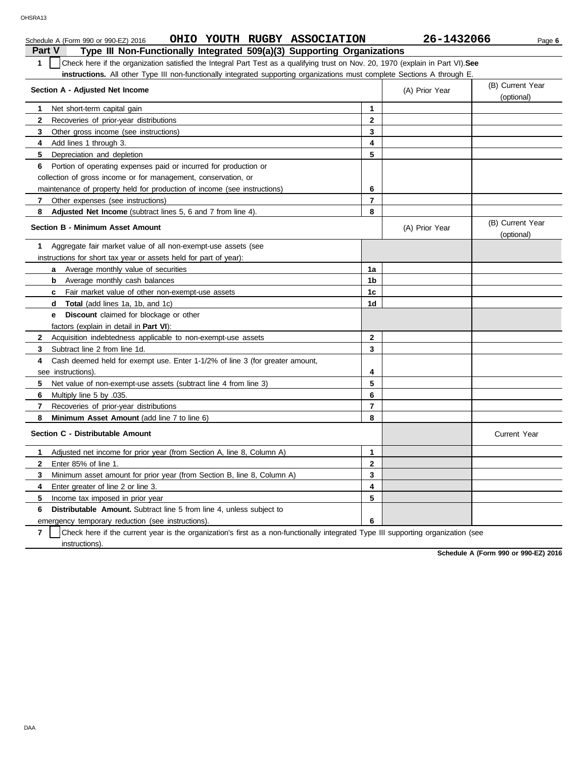Schedule A (Form 990 or 990-EZ) 2016 **OHIO YOUTH RUGBY ASSOCIATION** **26-1432066**

## Part V Type III Non-Functionally Integrated 509(a)(3) Supporting Organizations

**1** ☐ Check here if the organization satisfied the Integral Part Test as a qualifying trust on Nov. 20, 1970 (explain in Part VI). **See instructions.** All other Type III non-functionally integrated supporting organizations must complete Sections A through E.

| **Section A - Adjusted Net Income** | | (A) Prior Year | (B) Current Year (optional) |
|---|---|---|---|
| **1** Net short-term capital gain | **1** | | |
| **2** Recoveries of prior-year distributions | **2** | | |
| **3** Other gross income (see instructions) | **3** | | |
| **4** Add lines 1 through 3. | **4** | | |
| **5** Depreciation and depletion | **5** | | |
| **6** Portion of operating expenses paid or incurred for production or collection of gross income or for management, conservation, or maintenance of property held for production of income (see instructions) | **6** | | |
| **7** Other expenses (see instructions) | **7** | | |
| **8** **Adjusted Net Income** (subtract lines 5, 6 and 7 from line 4). | **8** | | |

| **Section B - Minimum Asset Amount** | | (A) Prior Year | (B) Current Year (optional) |
|---|---|---|---|
| **1** Aggregate fair market value of all non-exempt-use assets (see instructions for short tax year or assets held for part of year): | | | |
| **a** Average monthly value of securities | **1a** | | |
| **b** Average monthly cash balances | **1b** | | |
| **c** Fair market value of other non-exempt-use assets | **1c** | | |
| **d** **Total** (add lines 1a, 1b, and 1c) | **1d** | | |
| **e** **Discount** claimed for blockage or other factors (explain in detail in **Part VI**): | | | |
| **2** Acquisition indebtedness applicable to non-exempt-use assets | **2** | | |
| **3** Subtract line 2 from line 1d. | **3** | | |
| **4** Cash deemed held for exempt use. Enter 1-1/2% of line 3 (for greater amount, see instructions). | **4** | | |
| **5** Net value of non-exempt-use assets (subtract line 4 from line 3) | **5** | | |
| **6** Multiply line 5 by .035. | **6** | | |
| **7** Recoveries of prior-year distributions | **7** | | |
| **8** **Minimum Asset Amount** (add line 7 to line 6) | **8** | | |

| **Section C - Distributable Amount** | | | Current Year |
|---|---|---|---|
| **1** Adjusted net income for prior year (from Section A, line 8, Column A) | **1** | | |
| **2** Enter 85% of line 1. | **2** | | |
| **3** Minimum asset amount for prior year (from Section B, line 8, Column A) | **3** | | |
| **4** Enter greater of line 2 or line 3. | **4** | | |
| **5** Income tax imposed in prior year | **5** | | |
| **6** **Distributable Amount.** Subtract line 5 from line 4, unless subject to emergency temporary reduction (see instructions). | **6** | | |

**7** ☐ Check here if the current year is the organization's first as a non-functionally integrated Type III supporting organization (see instructions).

**Schedule A (Form 990 or 990-EZ) 2016**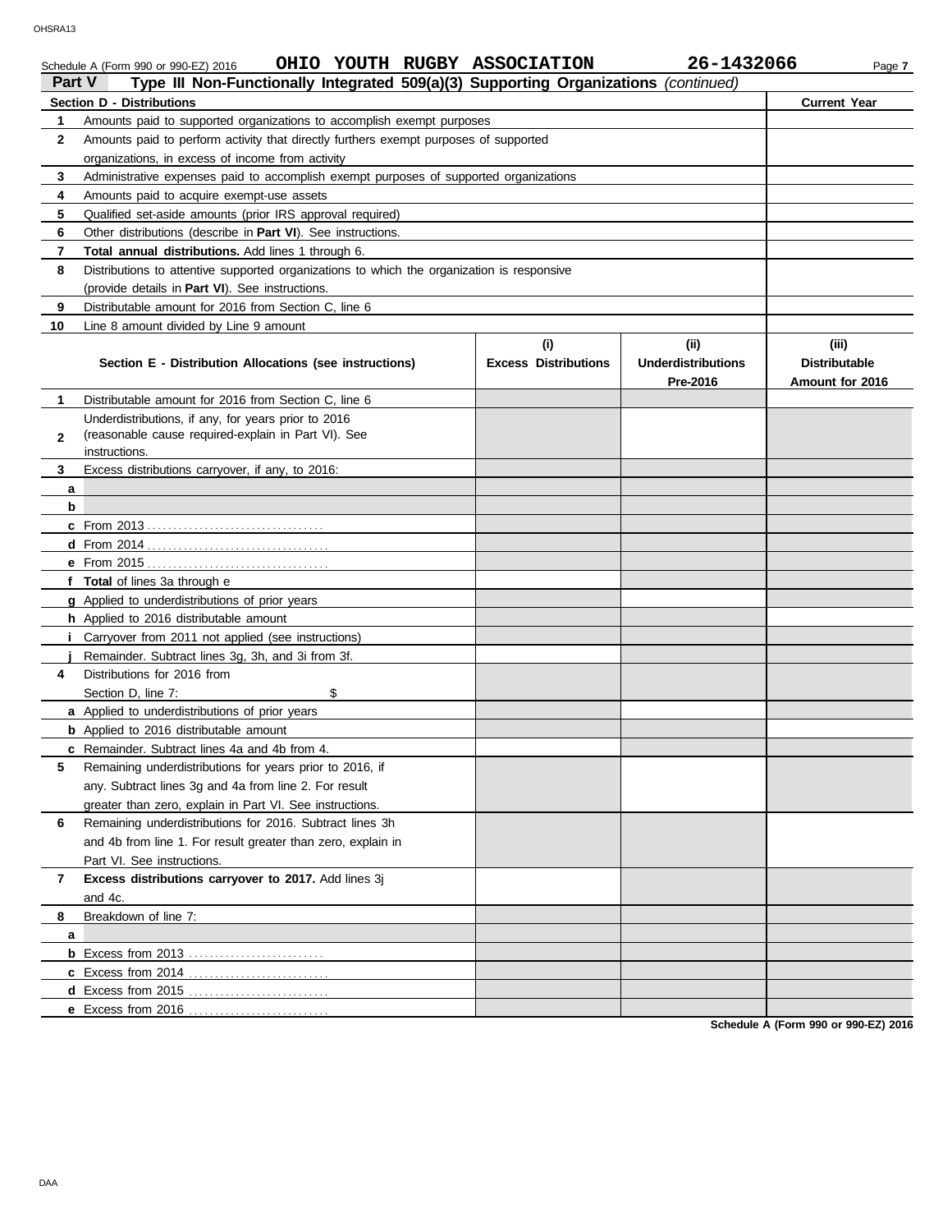Schedule A (Form 990 or 990-EZ) 2016 **OHIO YOUTH RUGBY ASSOCIATION** **26-1432066**

## Part V — Type III Non-Functionally Integrated 509(a)(3) Supporting Organizations *(continued)*

| Section D - Distributions | | Current Year |
|---|---|---|
| 1 | Amounts paid to supported organizations to accomplish exempt purposes | |
| 2 | Amounts paid to perform activity that directly furthers exempt purposes of supported organizations, in excess of income from activity | |
| 3 | Administrative expenses paid to accomplish exempt purposes of supported organizations | |
| 4 | Amounts paid to acquire exempt-use assets | |
| 5 | Qualified set-aside amounts (prior IRS approval required) | |
| 6 | Other distributions (describe in **Part VI**). See instructions. | |
| 7 | **Total annual distributions.** Add lines 1 through 6. | |
| 8 | Distributions to attentive supported organizations to which the organization is responsive (provide details in **Part VI**). See instructions. | |
| 9 | Distributable amount for 2016 from Section C, line 6 | |
| 10 | Line 8 amount divided by Line 9 amount | |

| | Section E - Distribution Allocations (see instructions) | (i) Excess Distributions | (ii) Underdistributions Pre-2016 | (iii) Distributable Amount for 2016 |
|---|---|---|---|---|
| 1 | Distributable amount for 2016 from Section C, line 6 | | | |
| 2 | Underdistributions, if any, for years prior to 2016 (reasonable cause required-explain in Part VI). See instructions. | | | |
| 3 | Excess distributions carryover, if any, to 2016: | | | |
| a | | | | |
| b | | | | |
| c | From 2013 | | | |
| d | From 2014 | | | |
| e | From 2015 | | | |
| f | **Total** of lines 3a through e | | | |
| g | Applied to underdistributions of prior years | | | |
| h | Applied to 2016 distributable amount | | | |
| i | Carryover from 2011 not applied (see instructions) | | | |
| j | Remainder. Subtract lines 3g, 3h, and 3i from 3f. | | | |
| 4 | Distributions for 2016 from Section D, line 7: $ | | | |
| a | Applied to underdistributions of prior years | | | |
| b | Applied to 2016 distributable amount | | | |
| c | Remainder. Subtract lines 4a and 4b from 4. | | | |
| 5 | Remaining underdistributions for years prior to 2016, if any. Subtract lines 3g and 4a from line 2. For result greater than zero, explain in Part VI. See instructions. | | | |
| 6 | Remaining underdistributions for 2016. Subtract lines 3h and 4b from line 1. For result greater than zero, explain in Part VI. See instructions. | | | |
| 7 | **Excess distributions carryover to 2017.** Add lines 3j and 4c. | | | |
| 8 | Breakdown of line 7: | | | |
| a | | | | |
| b | Excess from 2013 | | | |
| c | Excess from 2014 | | | |
| d | Excess from 2015 | | | |
| e | Excess from 2016 | | | |

**Schedule A (Form 990 or 990-EZ) 2016**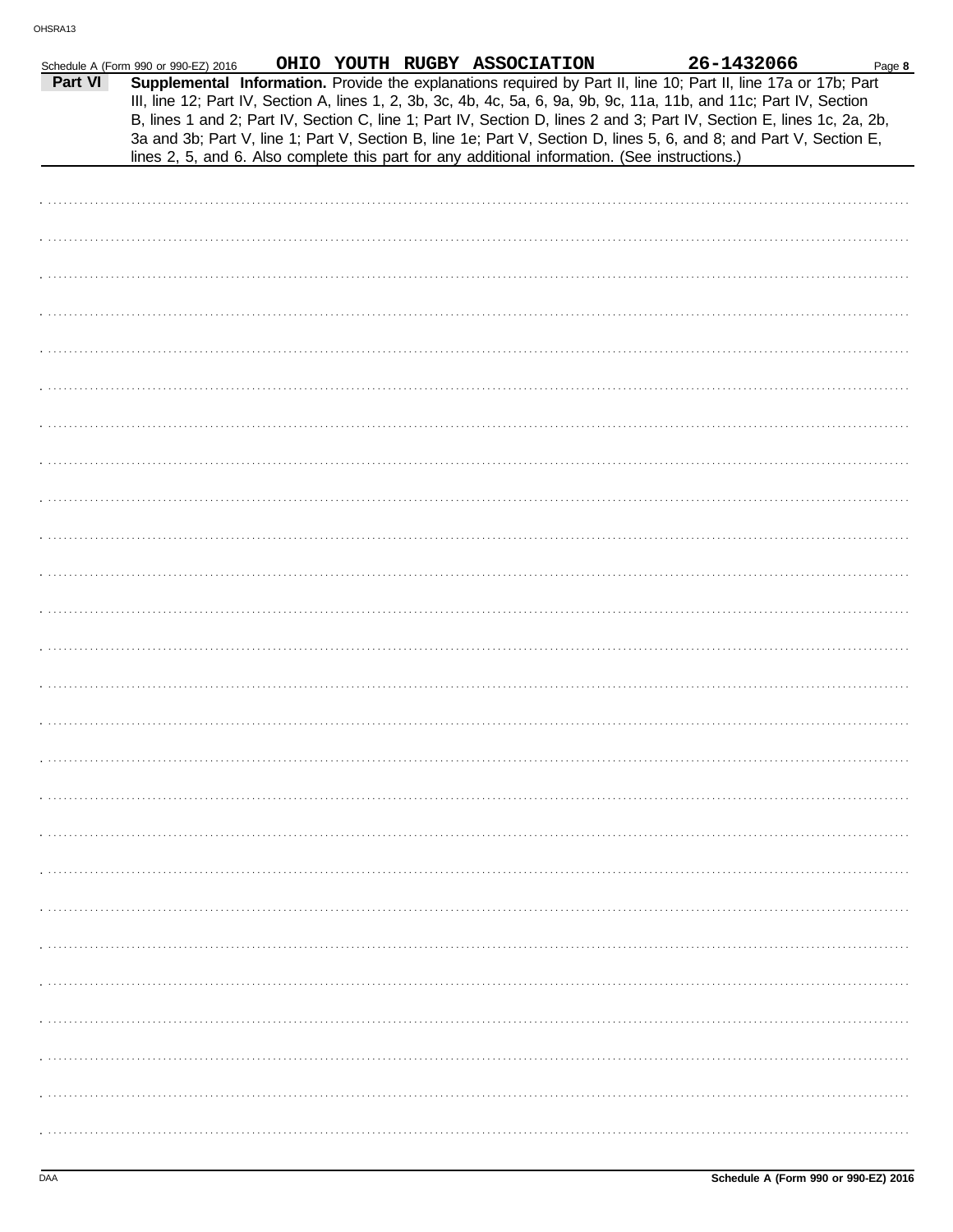Schedule A (Form 990 or 990-EZ) 2016 OHIO YOUTH RUGBY ASSOCIATION 26-1432066

**Part VI** **Supplemental Information.** Provide the explanations required by Part II, line 10; Part II, line 17a or 17b; Part III, line 12; Part IV, Section A, lines 1, 2, 3b, 3c, 4b, 4c, 5a, 6, 9a, 9b, 9c, 11a, 11b, and 11c; Part IV, Section B, lines 1 and 2; Part IV, Section C, line 1; Part IV, Section D, lines 2 and 3; Part IV, Section E, lines 1c, 2a, 2b, 3a and 3b; Part V, line 1; Part V, Section B, line 1e; Part V, Section D, lines 5, 6, and 8; and Part V, Section E, lines 2, 5, and 6. Also complete this part for any additional information. (See instructions.)

Schedule A (Form 990 or 990-EZ) 2016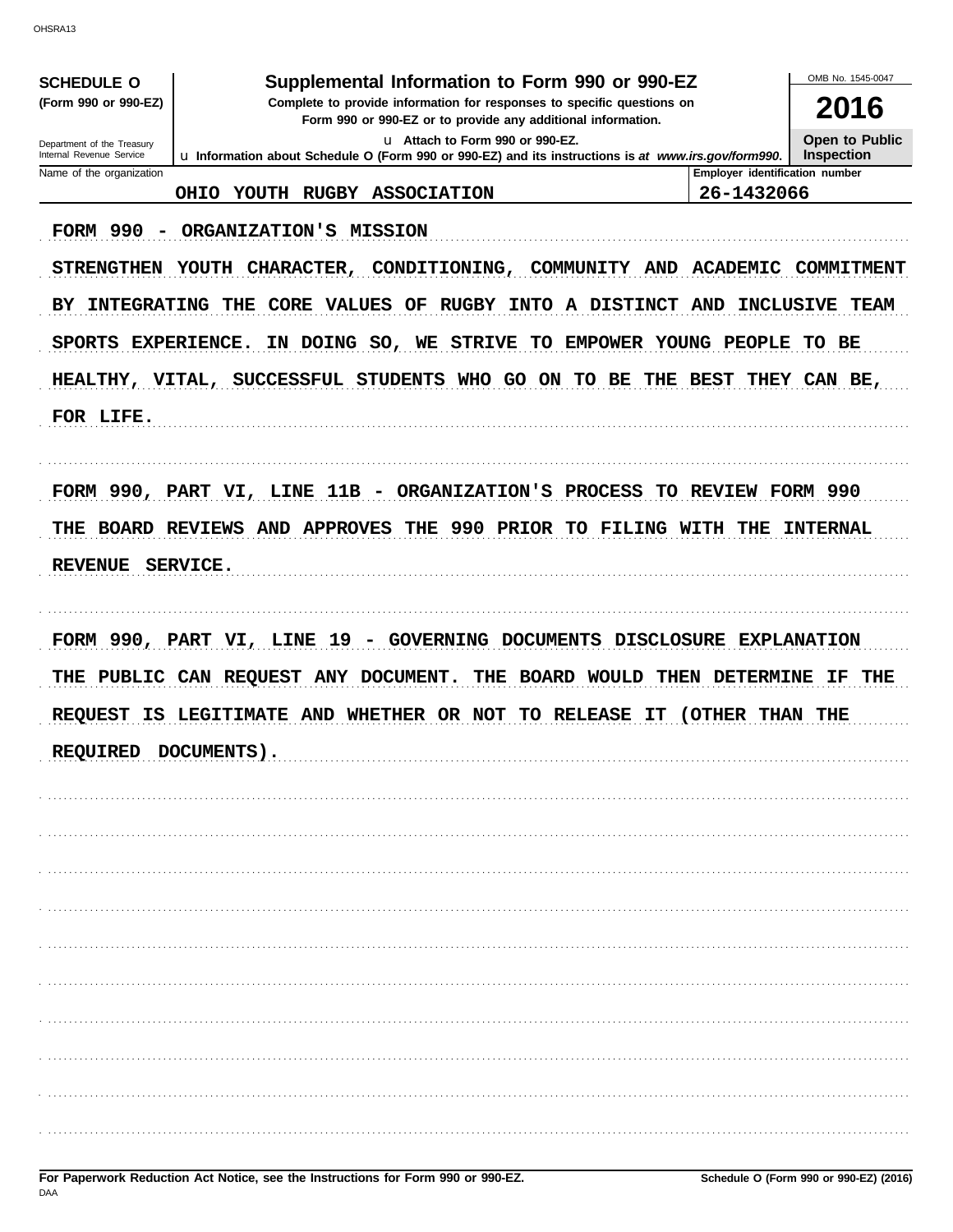OHSRA13

| **SCHEDULE O** (Form 990 or 990-EZ) Department of the Treasury Internal Revenue Service | **Supplemental Information to Form 990 or 990-EZ** Complete to provide information for responses to specific questions on Form 990 or 990-EZ or to provide any additional information. ▶ Attach to Form 990 or 990-EZ. ▶ Information about Schedule O (Form 990 or 990-EZ) and its instructions is at *www.irs.gov/form990*. | OMB No. 1545-0047 **2016** **Open to Public Inspection** |
|---|---|---|

| Name of the organization | Employer identification number |
|---|---|
| OHIO YOUTH RUGBY ASSOCIATION | 26-1432066 |

FORM 990 - ORGANIZATION'S MISSION

STRENGTHEN YOUTH CHARACTER, CONDITIONING, COMMUNITY AND ACADEMIC COMMITMENT BY INTEGRATING THE CORE VALUES OF RUGBY INTO A DISTINCT AND INCLUSIVE TEAM SPORTS EXPERIENCE. IN DOING SO, WE STRIVE TO EMPOWER YOUNG PEOPLE TO BE HEALTHY, VITAL, SUCCESSFUL STUDENTS WHO GO ON TO BE THE BEST THEY CAN BE, FOR LIFE.

FORM 990, PART VI, LINE 11B - ORGANIZATION'S PROCESS TO REVIEW FORM 990

THE BOARD REVIEWS AND APPROVES THE 990 PRIOR TO FILING WITH THE INTERNAL REVENUE SERVICE.

FORM 990, PART VI, LINE 19 - GOVERNING DOCUMENTS DISCLOSURE EXPLANATION

THE PUBLIC CAN REQUEST ANY DOCUMENT. THE BOARD WOULD THEN DETERMINE IF THE REQUEST IS LEGITIMATE AND WHETHER OR NOT TO RELEASE IT (OTHER THAN THE REQUIRED DOCUMENTS).

**For Paperwork Reduction Act Notice, see the Instructions for Form 990 or 990-EZ.** **Schedule O (Form 990 or 990-EZ) (2016)**

DAA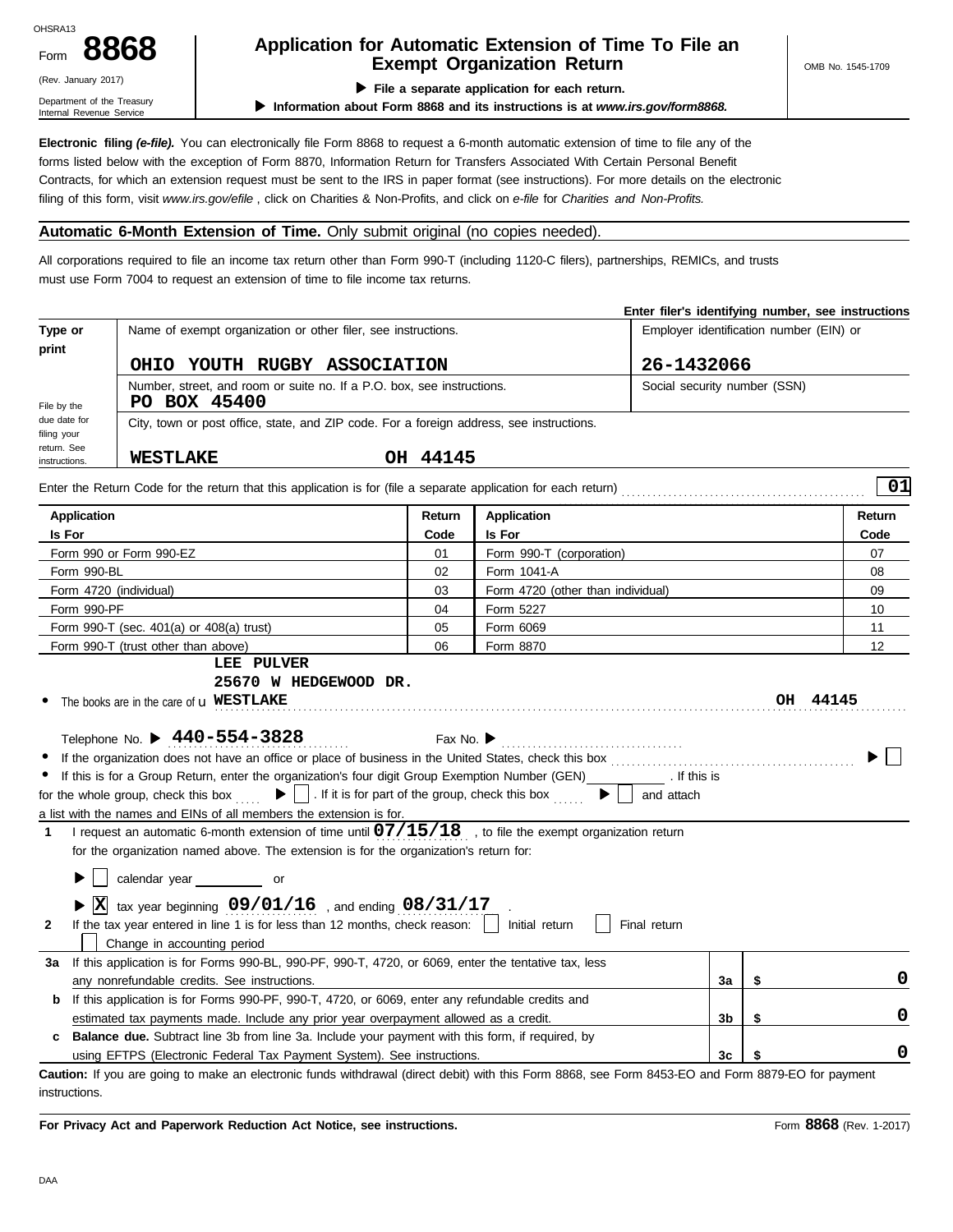OHSRA13

Form **8868**

(Rev. January 2017)

Department of the Treasury
Internal Revenue Service

# Application for Automatic Extension of Time To File an Exempt Organization Return

▶ **File a separate application for each return.**

▶ **Information about Form 8868 and its instructions is at *www.irs.gov/form8868.***

OMB No. 1545-1709

**Electronic filing *(e-file).*** You can electronically file Form 8868 to request a 6-month automatic extension of time to file any of the forms listed below with the exception of Form 8870, Information Return for Transfers Associated With Certain Personal Benefit Contracts, for which an extension request must be sent to the IRS in paper format (see instructions). For more details on the electronic filing of this form, visit *www.irs.gov/efile* , click on Charities & Non-Profits, and click on *e-file* for *Charities and Non-Profits.*

## Automatic 6-Month Extension of Time. Only submit original (no copies needed).

All corporations required to file an income tax return other than Form 990-T (including 1120-C filers), partnerships, REMICs, and trusts must use Form 7004 to request an extension of time to file income tax returns.

**Enter filer's identifying number, see instructions**

| | | |
|---|---|---|
| **Type or print** | Name of exempt organization or other filer, see instructions.<br>**OHIO YOUTH RUGBY ASSOCIATION** | Employer identification number (EIN) or<br>**26-1432066** |
| File by the due date for filing your return. See instructions. | Number, street, and room or suite no. If a P.O. box, see instructions.<br>**PO BOX 45400** | Social security number (SSN) |
| | City, town or post office, state, and ZIP code. For a foreign address, see instructions.<br>**WESTLAKE OH 44145** | |

Enter the Return Code for the return that this application is for (file a separate application for each return) .......... **01**

| Application Is For | Return Code | Application Is For | Return Code |
|---|---|---|---|
| Form 990 or Form 990-EZ | 01 | Form 990-T (corporation) | 07 |
| Form 990-BL | 02 | Form 1041-A | 08 |
| Form 4720 (individual) | 03 | Form 4720 (other than individual) | 09 |
| Form 990-PF | 04 | Form 5227 | 10 |
| Form 990-T (sec. 401(a) or 408(a) trust) | 05 | Form 6069 | 11 |
| Form 990-T (trust other than above) | 06 | Form 8870 | 12 |

- The books are in the care of **LEE PULVER, 25670 W HEDGEWOOD DR., WESTLAKE OH 44145**

Telephone No. ▶ **440-554-3828** Fax No. ▶

- If the organization does not have an office or place of business in the United States, check this box .......... ▶ ☐
- If this is for a Group Return, enter the organization's four digit Group Exemption Number (GEN) ______ . If this is for the whole group, check this box ..... ▶ ☐ . If it is for part of the group, check this box ..... ▶ ☐ and attach a list with the names and EINs of all members the extension is for.

**1** I request an automatic 6-month extension of time until **07/15/18** , to file the exempt organization return for the organization named above. The extension is for the organization's return for:

▶ ☐ calendar year ______ or

▶ ☒ tax year beginning **09/01/16** , and ending **08/31/17** .

**2** If the tax year entered in line 1 is for less than 12 months, check reason: ☐ Initial return ☐ Final return
☐ Change in accounting period

| | | | |
|---|---|---|---|
| **3a** If this application is for Forms 990-BL, 990-PF, 990-T, 4720, or 6069, enter the tentative tax, less any nonrefundable credits. See instructions. | **3a** | $ | 0 |
| **b** If this application is for Forms 990-PF, 990-T, 4720, or 6069, enter any refundable credits and estimated tax payments made. Include any prior year overpayment allowed as a credit. | **3b** | $ | 0 |
| **c** **Balance due.** Subtract line 3b from line 3a. Include your payment with this form, if required, by using EFTPS (Electronic Federal Tax Payment System). See instructions. | **3c** | $ | 0 |

**Caution:** If you are going to make an electronic funds withdrawal (direct debit) with this Form 8868, see Form 8453-EO and Form 8879-EO for payment instructions.

**For Privacy Act and Paperwork Reduction Act Notice, see instructions.** Form **8868** (Rev. 1-2017)

DAA